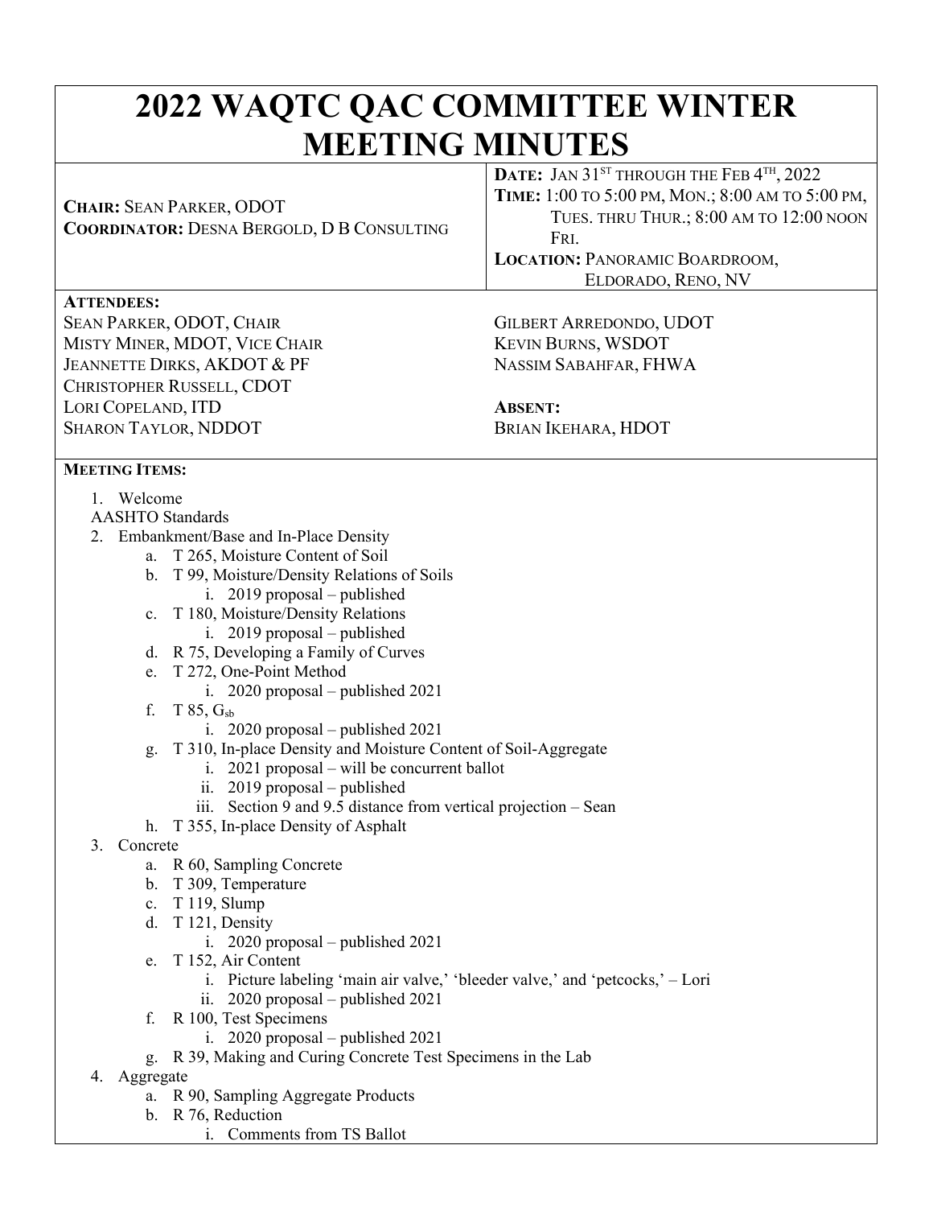# 2022 WAQTC QAC COMMITTEE WINTER MEETING MINUTES

**CHAIR:** SEAN PARKER, ODOT
**COORDINATOR:** DESNA BERGOLD, D B CONSULTING

**DATE:** JAN 31ST THROUGH THE FEB 4TH, 2022
**TIME:** 1:00 TO 5:00 PM, MON.; 8:00 AM TO 5:00 PM, TUES. THRU THUR.; 8:00 AM TO 12:00 NOON FRI.
**LOCATION:** PANORAMIC BOARDROOM, ELDORADO, RENO, NV

**ATTENDEES:**

SEAN PARKER, ODOT, CHAIR
MISTY MINER, MDOT, VICE CHAIR
JEANNETTE DIRKS, AKDOT & PF
CHRISTOPHER RUSSELL, CDOT
LORI COPELAND, ITD
SHARON TAYLOR, NDDOT
GILBERT ARREDONDO, UDOT
KEVIN BURNS, WSDOT
NASSIM SABAHFAR, FHWA

**ABSENT:**

BRIAN IKEHARA, HDOT

**MEETING ITEMS:**

1. Welcome

AASHTO Standards

2. Embankment/Base and In-Place Density
   a. T 265, Moisture Content of Soil
   b. T 99, Moisture/Density Relations of Soils
      i. 2019 proposal – published
   c. T 180, Moisture/Density Relations
      i. 2019 proposal – published
   d. R 75, Developing a Family of Curves
   e. T 272, One-Point Method
      i. 2020 proposal – published 2021
   f. T 85, $G_{sb}$
      i. 2020 proposal – published 2021
   g. T 310, In-place Density and Moisture Content of Soil-Aggregate
      i. 2021 proposal – will be concurrent ballot
      ii. 2019 proposal – published
      iii. Section 9 and 9.5 distance from vertical projection – Sean
   h. T 355, In-place Density of Asphalt
3. Concrete
   a. R 60, Sampling Concrete
   b. T 309, Temperature
   c. T 119, Slump
   d. T 121, Density
      i. 2020 proposal – published 2021
   e. T 152, Air Content
      i. Picture labeling 'main air valve,' 'bleeder valve,' and 'petcocks,' – Lori
      ii. 2020 proposal – published 2021
   f. R 100, Test Specimens
      i. 2020 proposal – published 2021
   g. R 39, Making and Curing Concrete Test Specimens in the Lab
4. Aggregate
   a. R 90, Sampling Aggregate Products
   b. R 76, Reduction
      i. Comments from TS Ballot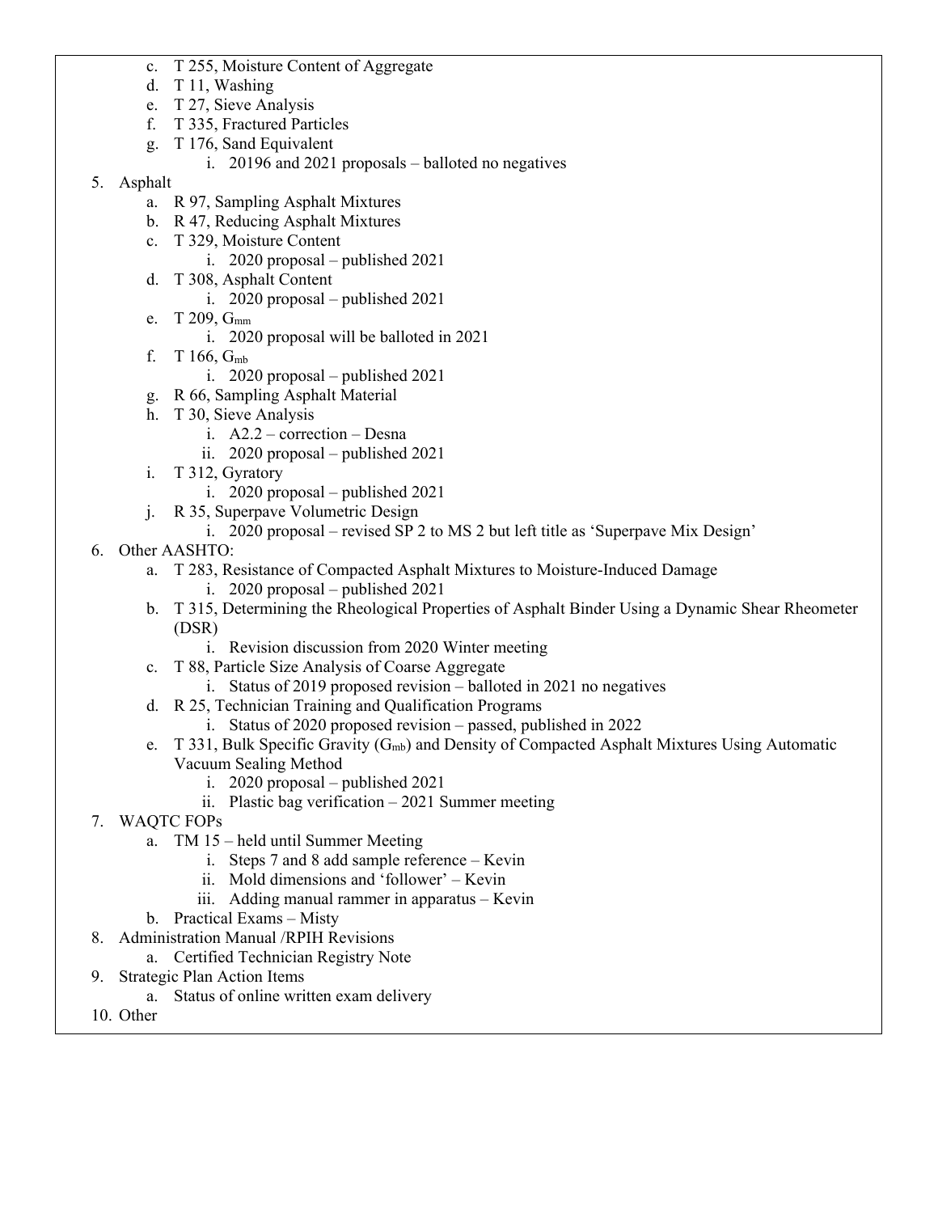c. T 255, Moisture Content of Aggregate
d. T 11, Washing
e. T 27, Sieve Analysis
f. T 335, Fractured Particles
g. T 176, Sand Equivalent
    i. 20196 and 2021 proposals – balloted no negatives

5. Asphalt
    a. R 97, Sampling Asphalt Mixtures
    b. R 47, Reducing Asphalt Mixtures
    c. T 329, Moisture Content
        i. 2020 proposal – published 2021
    d. T 308, Asphalt Content
        i. 2020 proposal – published 2021
    e. T 209, $G_{mm}$
        i. 2020 proposal will be balloted in 2021
    f. T 166, $G_{mb}$
        i. 2020 proposal – published 2021
    g. R 66, Sampling Asphalt Material
    h. T 30, Sieve Analysis
        i. A2.2 – correction – Desna
        ii. 2020 proposal – published 2021
    i. T 312, Gyratory
        i. 2020 proposal – published 2021
    j. R 35, Superpave Volumetric Design
        i. 2020 proposal – revised SP 2 to MS 2 but left title as 'Superpave Mix Design'
6. Other AASHTO:
    a. T 283, Resistance of Compacted Asphalt Mixtures to Moisture-Induced Damage
        i. 2020 proposal – published 2021
    b. T 315, Determining the Rheological Properties of Asphalt Binder Using a Dynamic Shear Rheometer (DSR)
        i. Revision discussion from 2020 Winter meeting
    c. T 88, Particle Size Analysis of Coarse Aggregate
        i. Status of 2019 proposed revision – balloted in 2021 no negatives
    d. R 25, Technician Training and Qualification Programs
        i. Status of 2020 proposed revision – passed, published in 2022
    e. T 331, Bulk Specific Gravity ($G_{mb}$) and Density of Compacted Asphalt Mixtures Using Automatic Vacuum Sealing Method
        i. 2020 proposal – published 2021
        ii. Plastic bag verification – 2021 Summer meeting
7. WAQTC FOPs
    a. TM 15 – held until Summer Meeting
        i. Steps 7 and 8 add sample reference – Kevin
        ii. Mold dimensions and 'follower' – Kevin
        iii. Adding manual rammer in apparatus – Kevin
    b. Practical Exams – Misty
8. Administration Manual /RPIH Revisions
    a. Certified Technician Registry Note
9. Strategic Plan Action Items
    a. Status of online written exam delivery
10. Other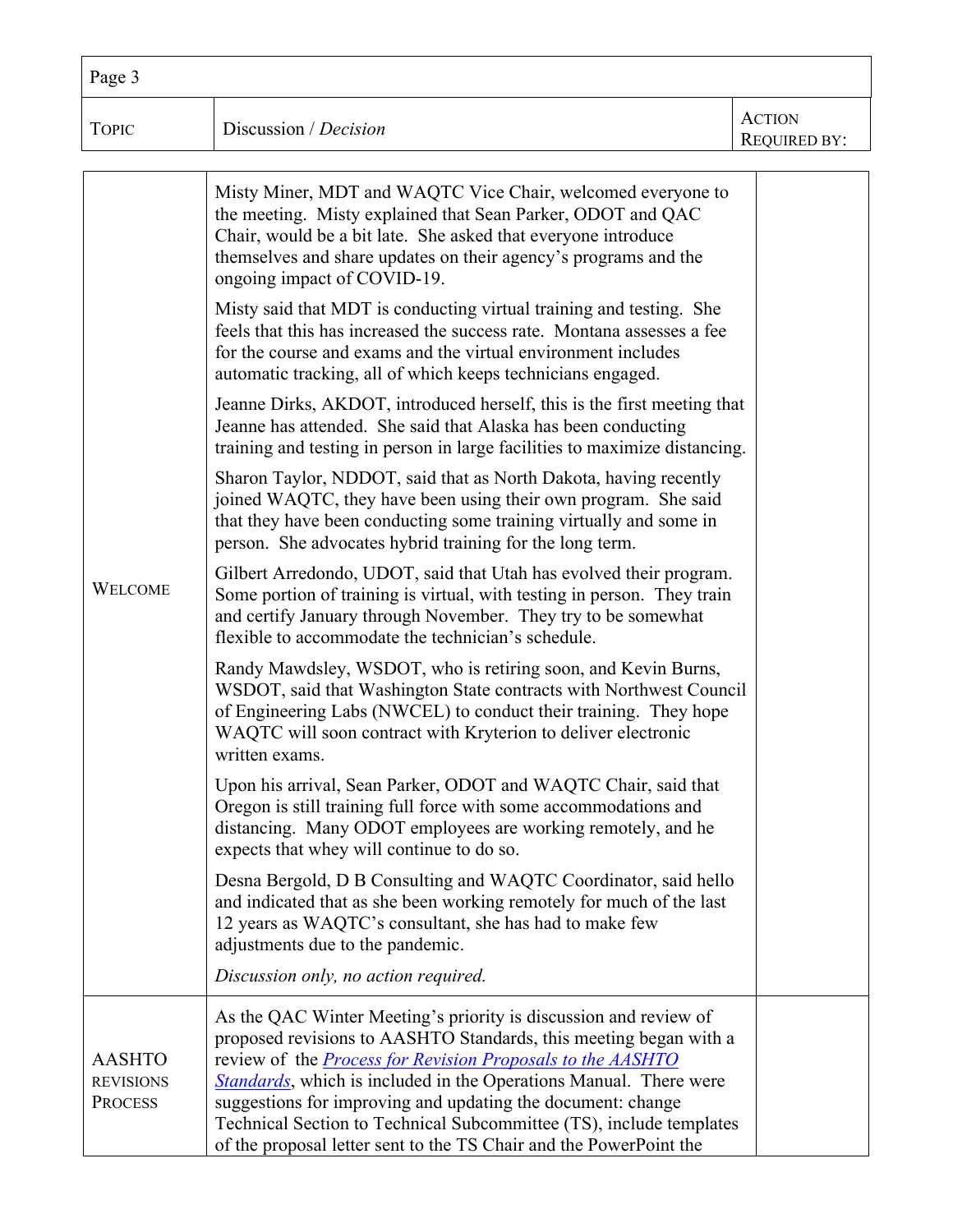| Topic | Discussion / *Decision* | Action Required by: |
|---|---|---|
| Welcome | Misty Miner, MDT and WAQTC Vice Chair, welcomed everyone to the meeting. Misty explained that Sean Parker, ODOT and QAC Chair, would be a bit late. She asked that everyone introduce themselves and share updates on their agency's programs and the ongoing impact of COVID-19.<br><br>Misty said that MDT is conducting virtual training and testing. She feels that this has increased the success rate. Montana assesses a fee for the course and exams and the virtual environment includes automatic tracking, all of which keeps technicians engaged.<br><br>Jeanne Dirks, AKDOT, introduced herself, this is the first meeting that Jeanne has attended. She said that Alaska has been conducting training and testing in person in large facilities to maximize distancing.<br><br>Sharon Taylor, NDDOT, said that as North Dakota, having recently joined WAQTC, they have been using their own program. She said that they have been conducting some training virtually and some in person. She advocates hybrid training for the long term.<br><br>Gilbert Arredondo, UDOT, said that Utah has evolved their program. Some portion of training is virtual, with testing in person. They train and certify January through November. They try to be somewhat flexible to accommodate the technician's schedule.<br><br>Randy Mawdsley, WSDOT, who is retiring soon, and Kevin Burns, WSDOT, said that Washington State contracts with Northwest Council of Engineering Labs (NWCEL) to conduct their training. They hope WAQTC will soon contract with Kryterion to deliver electronic written exams.<br><br>Upon his arrival, Sean Parker, ODOT and WAQTC Chair, said that Oregon is still training full force with some accommodations and distancing. Many ODOT employees are working remotely, and he expects that whey will continue to do so.<br><br>Desna Bergold, D B Consulting and WAQTC Coordinator, said hello and indicated that as she been working remotely for much of the last 12 years as WAQTC's consultant, she has had to make few adjustments due to the pandemic.<br><br>*Discussion only, no action required.* | |
| AASHTO Revisions Process | As the QAC Winter Meeting's priority is discussion and review of proposed revisions to AASHTO Standards, this meeting began with a review of the *Process for Revision Proposals to the AASHTO Standards*, which is included in the Operations Manual. There were suggestions for improving and updating the document: change Technical Section to Technical Subcommittee (TS), include templates of the proposal letter sent to the TS Chair and the PowerPoint the | |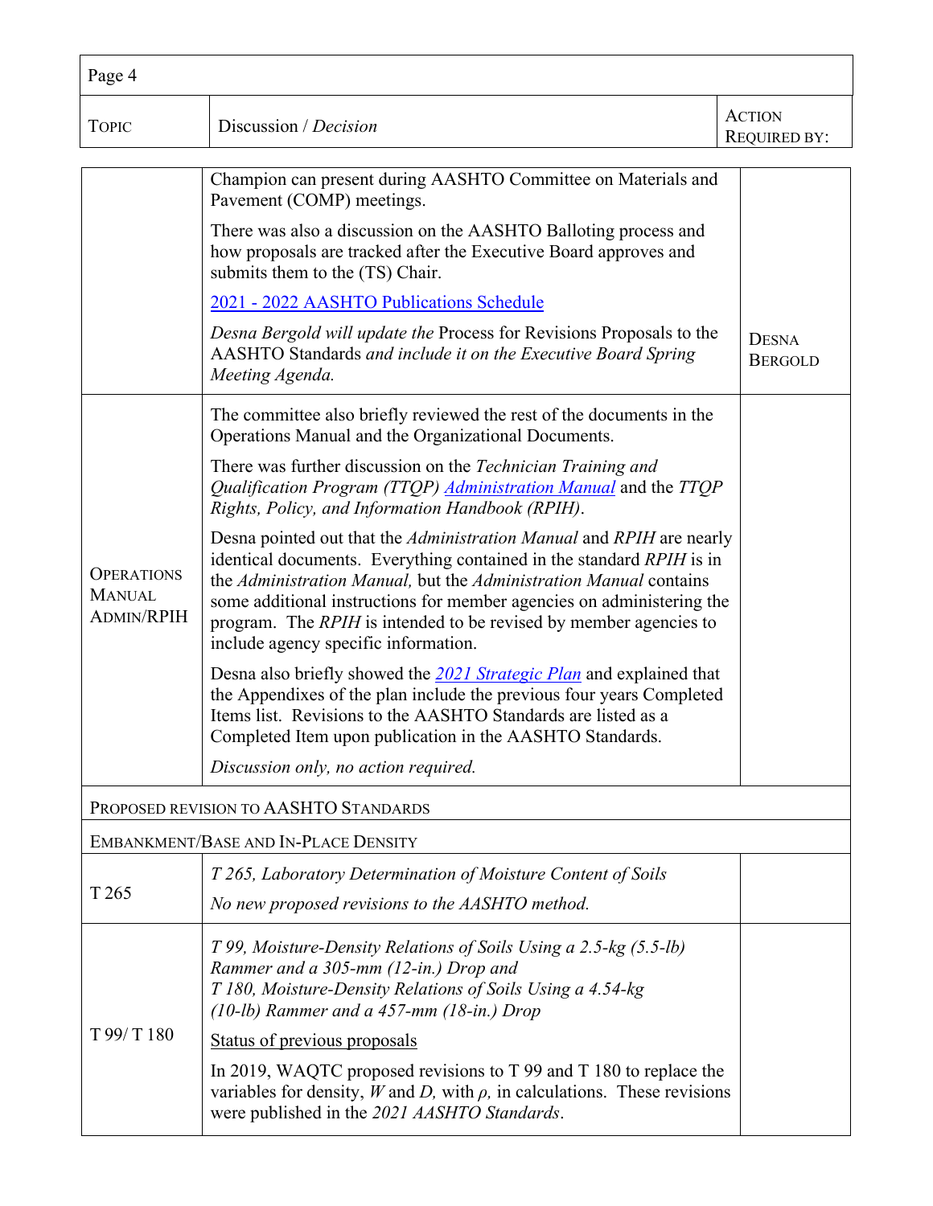| Topic | Discussion / *Decision* | Action Required by: |
|---|---|---|
| | Champion can present during AASHTO Committee on Materials and Pavement (COMP) meetings.<br><br>There was also a discussion on the AASHTO Balloting process and how proposals are tracked after the Executive Board approves and submits them to the (TS) Chair.<br><br>2021 - 2022 AASHTO Publications Schedule<br><br>*Desna Bergold will update the* Process for Revisions Proposals to the AASHTO Standards *and include it on the Executive Board Spring Meeting Agenda.* | Desna Bergold |
| Operations Manual Admin/RPIH | The committee also briefly reviewed the rest of the documents in the Operations Manual and the Organizational Documents.<br><br>There was further discussion on the *Technician Training and Qualification Program (TTQP) Administration Manual* and the *TTQP Rights, Policy, and Information Handbook (RPIH)*.<br><br>Desna pointed out that the *Administration Manual* and *RPIH* are nearly identical documents. Everything contained in the standard *RPIH* is in the *Administration Manual,* but the *Administration Manual* contains some additional instructions for member agencies on administering the program. The *RPIH* is intended to be revised by member agencies to include agency specific information.<br><br>Desna also briefly showed the *2021 Strategic Plan* and explained that the Appendixes of the plan include the previous four years Completed Items list. Revisions to the AASHTO Standards are listed as a Completed Item upon publication in the AASHTO Standards.<br><br>*Discussion only, no action required.* | |
| Proposed revision to AASHTO Standards | | |
| Embankment/Base and In-Place Density | | |
| T 265 | *T 265, Laboratory Determination of Moisture Content of Soils*<br><br>*No new proposed revisions to the AASHTO method.* | |
| T 99/ T 180 | *T 99, Moisture-Density Relations of Soils Using a 2.5-kg (5.5-lb) Rammer and a 305-mm (12-in.) Drop and*<br>*T 180, Moisture-Density Relations of Soils Using a 4.54-kg (10-lb) Rammer and a 457-mm (18-in.) Drop*<br><br>Status of previous proposals<br><br>In 2019, WAQTC proposed revisions to T 99 and T 180 to replace the variables for density, $W$ and $D$, with $\rho$, in calculations. These revisions were published in the *2021 AASHTO Standards*. | |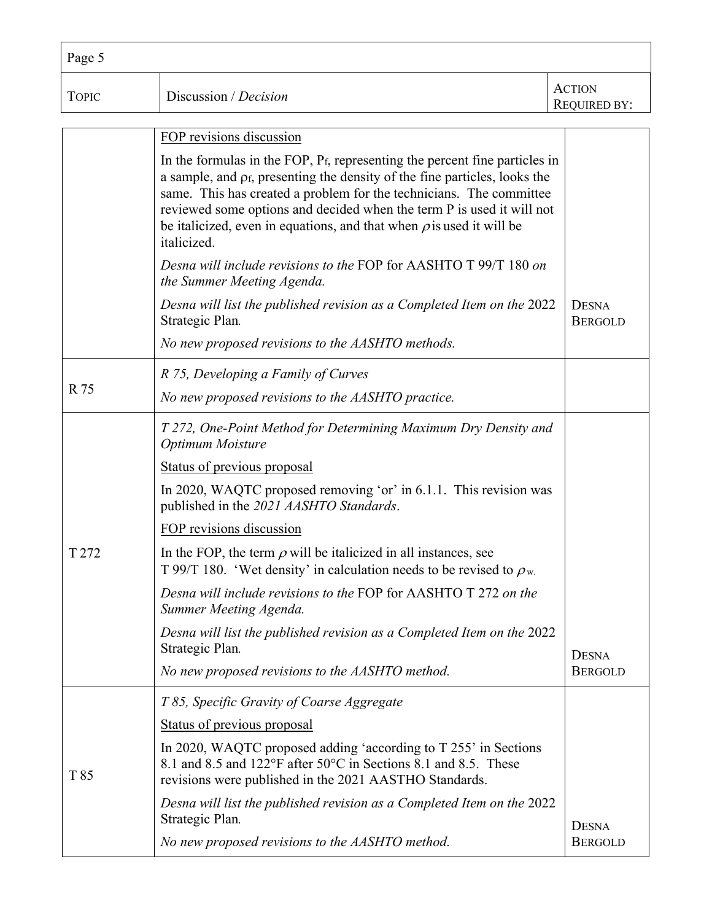| Topic | Discussion / *Decision* | Action Required by: |
|---|---|---|
| | FOP revisions discussion<br><br>In the formulas in the FOP, $P_f$, representing the percent fine particles in a sample, and $\rho_f$, presenting the density of the fine particles, looks the same. This has created a problem for the technicians. The committee reviewed some options and decided when the term P is used it will not be italicized, even in equations, and that when $\rho$ is used it will be italicized.<br><br>*Desna will include revisions to the* FOP for AASHTO T 99/T 180 *on the Summer Meeting Agenda.*<br><br>*Desna will list the published revision as a Completed Item on the* 2022 Strategic Plan*.*<br><br>*No new proposed revisions to the AASHTO methods.* | Desna Bergold |
| R 75 | *R 75, Developing a Family of Curves*<br><br>*No new proposed revisions to the AASHTO practice.* | |
| T 272 | *T 272, One-Point Method for Determining Maximum Dry Density and Optimum Moisture*<br><br>Status of previous proposal<br><br>In 2020, WAQTC proposed removing 'or' in 6.1.1. This revision was published in the *2021 AASHTO Standards*.<br><br>FOP revisions discussion<br><br>In the FOP, the term $\rho$ will be italicized in all instances, see T 99/T 180. 'Wet density' in calculation needs to be revised to $\rho_w$.<br><br>*Desna will include revisions to the* FOP for AASHTO T 272 *on the Summer Meeting Agenda.*<br><br>*Desna will list the published revision as a Completed Item on the* 2022 Strategic Plan*.*<br><br>*No new proposed revisions to the AASHTO method.* | Desna Bergold |
| T 85 | *T 85, Specific Gravity of Coarse Aggregate*<br><br>Status of previous proposal<br><br>In 2020, WAQTC proposed adding 'according to T 255' in Sections 8.1 and 8.5 and 122°F after 50°C in Sections 8.1 and 8.5. These revisions were published in the 2021 AASTHO Standards.<br><br>*Desna will list the published revision as a Completed Item on the* 2022 Strategic Plan*.*<br><br>*No new proposed revisions to the AASHTO method.* | Desna Bergold |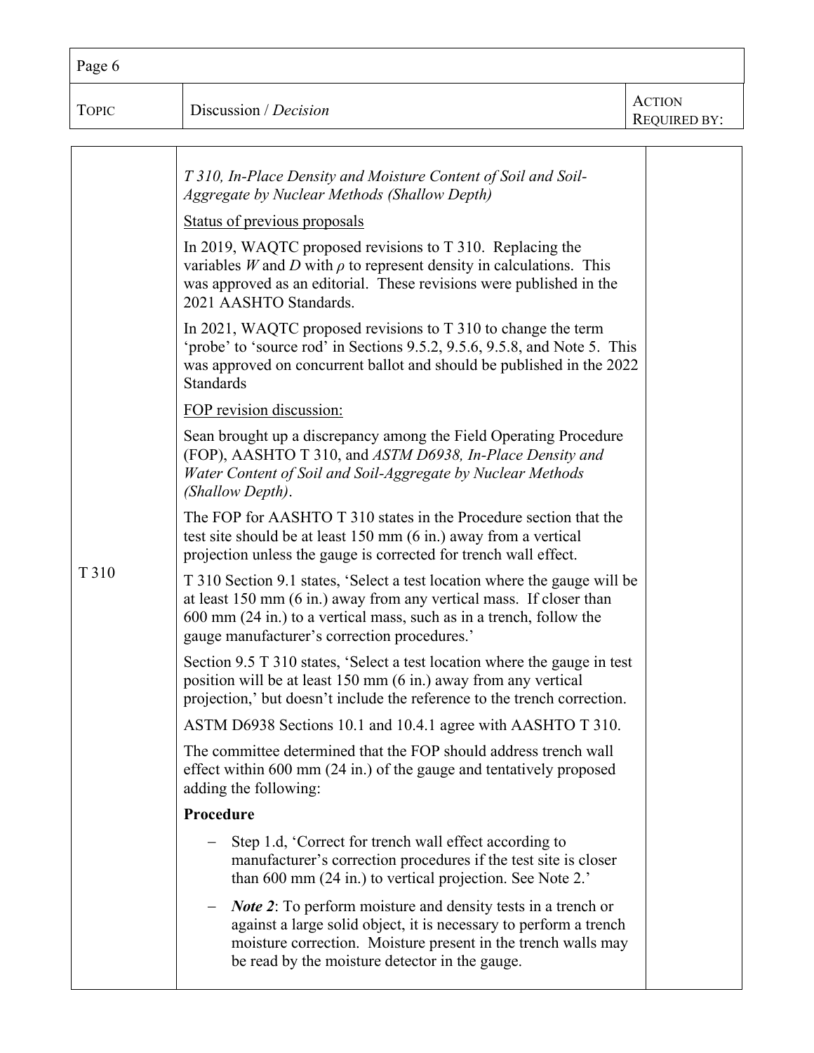| Topic | Discussion / *Decision* | Action Required by: |
|---|---|---|
| T 310 | *T 310, In-Place Density and Moisture Content of Soil and Soil-Aggregate by Nuclear Methods (Shallow Depth)*<br><br>Status of previous proposals<br><br>In 2019, WAQTC proposed revisions to T 310. Replacing the variables *W* and *D* with $\rho$ to represent density in calculations. This was approved as an editorial. These revisions were published in the 2021 AASHTO Standards.<br><br>In 2021, WAQTC proposed revisions to T 310 to change the term 'probe' to 'source rod' in Sections 9.5.2, 9.5.6, 9.5.8, and Note 5. This was approved on concurrent ballot and should be published in the 2022 Standards<br><br>FOP revision discussion:<br><br>Sean brought up a discrepancy among the Field Operating Procedure (FOP), AASHTO T 310, and *ASTM D6938, In-Place Density and Water Content of Soil and Soil-Aggregate by Nuclear Methods (Shallow Depth)*.<br><br>The FOP for AASHTO T 310 states in the Procedure section that the test site should be at least 150 mm (6 in.) away from a vertical projection unless the gauge is corrected for trench wall effect.<br><br>T 310 Section 9.1 states, 'Select a test location where the gauge will be at least 150 mm (6 in.) away from any vertical mass. If closer than 600 mm (24 in.) to a vertical mass, such as in a trench, follow the gauge manufacturer's correction procedures.'<br><br>Section 9.5 T 310 states, 'Select a test location where the gauge in test position will be at least 150 mm (6 in.) away from any vertical projection,' but doesn't include the reference to the trench correction.<br><br>ASTM D6938 Sections 10.1 and 10.4.1 agree with AASHTO T 310.<br><br>The committee determined that the FOP should address trench wall effect within 600 mm (24 in.) of the gauge and tentatively proposed adding the following:<br><br>**Procedure**<br><br>– Step 1.d, 'Correct for trench wall effect according to manufacturer's correction procedures if the test site is closer than 600 mm (24 in.) to vertical projection. See Note 2.'<br><br>– ***Note 2***: To perform moisture and density tests in a trench or against a large solid object, it is necessary to perform a trench moisture correction. Moisture present in the trench walls may be read by the moisture detector in the gauge. | |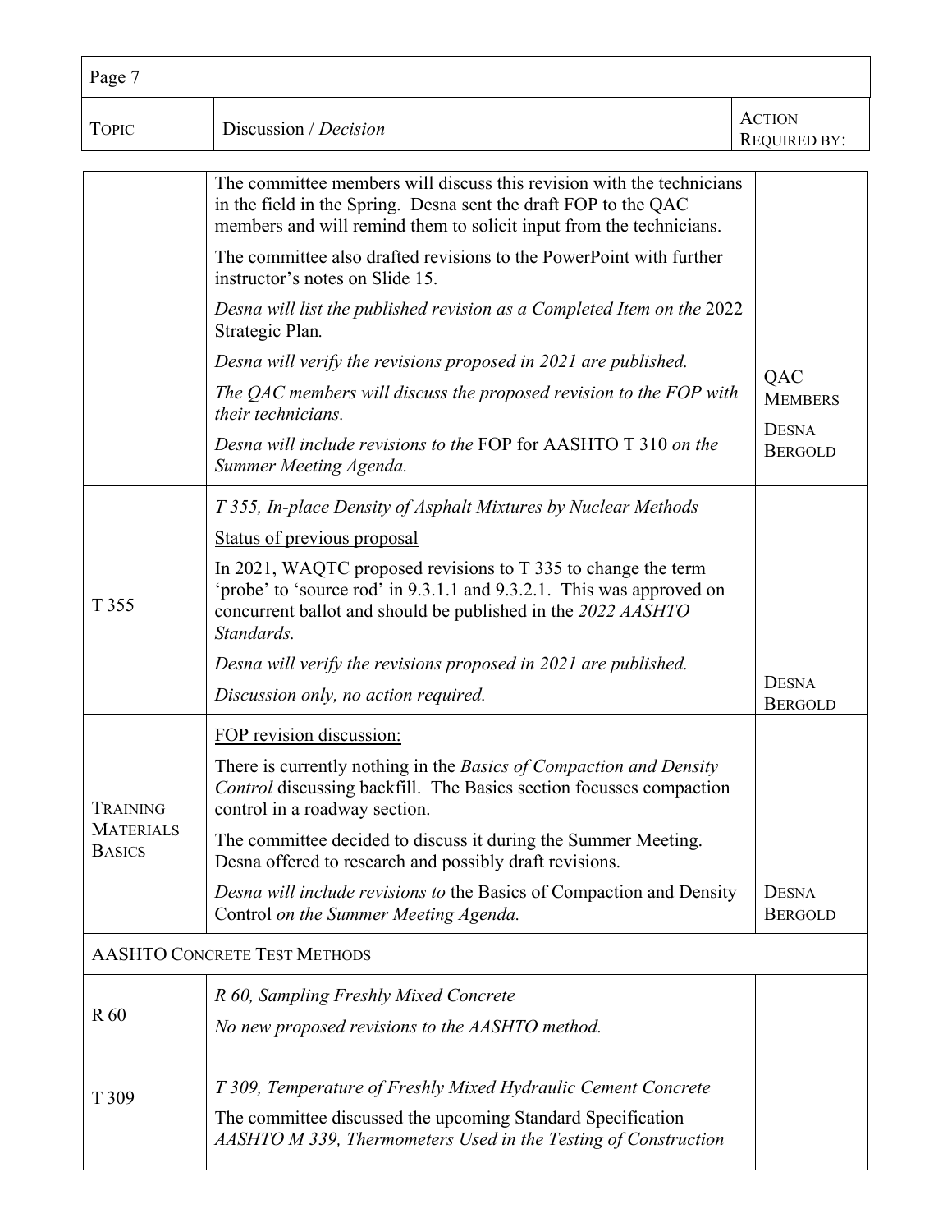| Topic | Discussion / *Decision* | Action Required by: |
|---|---|---|
| | The committee members will discuss this revision with the technicians in the field in the Spring. Desna sent the draft FOP to the QAC members and will remind them to solicit input from the technicians.<br><br>The committee also drafted revisions to the PowerPoint with further instructor's notes on Slide 15.<br><br>*Desna will list the published revision as a Completed Item on the* 2022 Strategic Plan*.*<br><br>*Desna will verify the revisions proposed in 2021 are published.*<br><br>*The QAC members will discuss the proposed revision to the FOP with their technicians.*<br><br>*Desna will include revisions to the* FOP for AASHTO T 310 *on the Summer Meeting Agenda.* | QAC Members<br><br>Desna Bergold |
| T 355 | *T 355, In-place Density of Asphalt Mixtures by Nuclear Methods*<br><br><u>Status of previous proposal</u><br><br>In 2021, WAQTC proposed revisions to T 335 to change the term 'probe' to 'source rod' in 9.3.1.1 and 9.3.2.1. This was approved on concurrent ballot and should be published in the *2022 AASHTO Standards.*<br><br>*Desna will verify the revisions proposed in 2021 are published.*<br><br>*Discussion only, no action required.* | Desna Bergold |
| Training Materials Basics | <u>FOP revision discussion:</u><br><br>There is currently nothing in the *Basics of Compaction and Density Control* discussing backfill. The Basics section focusses compaction control in a roadway section.<br><br>The committee decided to discuss it during the Summer Meeting. Desna offered to research and possibly draft revisions.<br><br>*Desna will include revisions to* the Basics of Compaction and Density Control *on the Summer Meeting Agenda.* | Desna Bergold |
| AASHTO Concrete Test Methods | | |
| R 60 | *R 60, Sampling Freshly Mixed Concrete*<br><br>*No new proposed revisions to the AASHTO method.* | |
| T 309 | *T 309, Temperature of Freshly Mixed Hydraulic Cement Concrete*<br><br>The committee discussed the upcoming Standard Specification *AASHTO M 339, Thermometers Used in the Testing of Construction* | |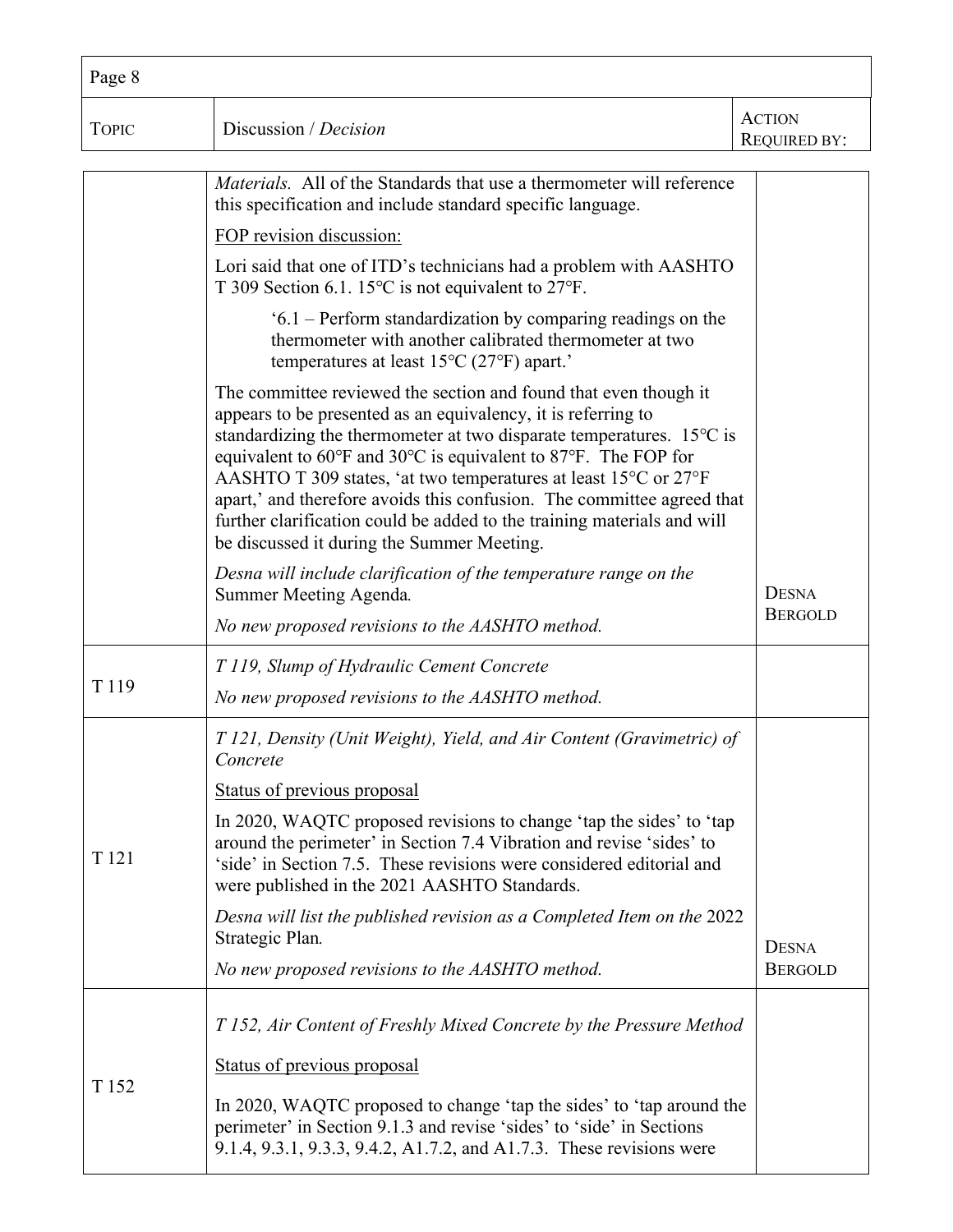| Topic | Discussion / *Decision* | Action Required by: |
|---|---|---|
| | *Materials.* All of the Standards that use a thermometer will reference this specification and include standard specific language.<br><br>FOP revision discussion:<br><br>Lori said that one of ITD's technicians had a problem with AASHTO T 309 Section 6.1. 15°C is not equivalent to 27°F.<br><br>'6.1 – Perform standardization by comparing readings on the thermometer with another calibrated thermometer at two temperatures at least 15°C (27°F) apart.'<br><br>The committee reviewed the section and found that even though it appears to be presented as an equivalency, it is referring to standardizing the thermometer at two disparate temperatures. 15°C is equivalent to 60°F and 30°C is equivalent to 87°F. The FOP for AASHTO T 309 states, 'at two temperatures at least 15°C or 27°F apart,' and therefore avoids this confusion. The committee agreed that further clarification could be added to the training materials and will be discussed it during the Summer Meeting.<br><br>*Desna will include clarification of the temperature range on the* Summer Meeting Agenda*.*<br><br>*No new proposed revisions to the AASHTO method.* | Desna Bergold |
| T 119 | *T 119, Slump of Hydraulic Cement Concrete*<br><br>*No new proposed revisions to the AASHTO method.* | |
| T 121 | *T 121, Density (Unit Weight), Yield, and Air Content (Gravimetric) of Concrete*<br><br>Status of previous proposal<br><br>In 2020, WAQTC proposed revisions to change 'tap the sides' to 'tap around the perimeter' in Section 7.4 Vibration and revise 'sides' to 'side' in Section 7.5. These revisions were considered editorial and were published in the 2021 AASHTO Standards.<br><br>*Desna will list the published revision as a Completed Item on the* 2022 Strategic Plan*.*<br><br>*No new proposed revisions to the AASHTO method.* | Desna Bergold |
| T 152 | *T 152, Air Content of Freshly Mixed Concrete by the Pressure Method*<br><br>Status of previous proposal<br><br>In 2020, WAQTC proposed to change 'tap the sides' to 'tap around the perimeter' in Section 9.1.3 and revise 'sides' to 'side' in Sections 9.1.4, 9.3.1, 9.3.3, 9.4.2, A1.7.2, and A1.7.3. These revisions were | |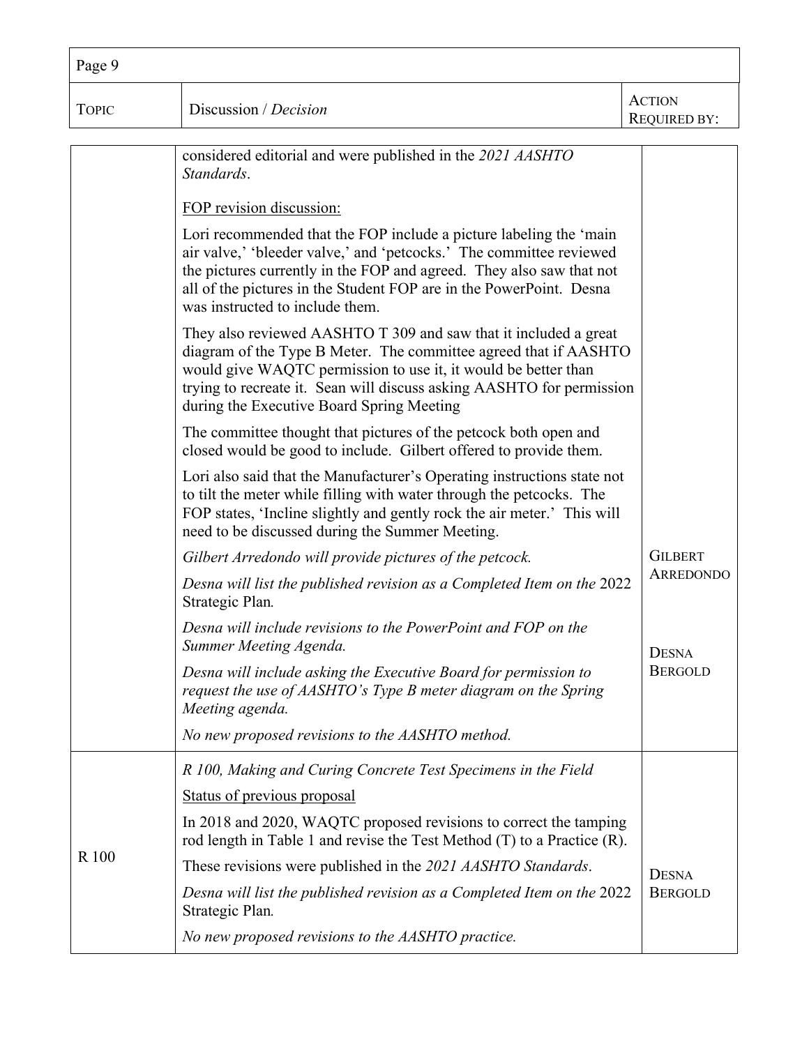| TOPIC | Discussion / *Decision* | ACTION REQUIRED BY: |
|---|---|---|
| | considered editorial and were published in the *2021 AASHTO Standards*.<br><br><u>FOP revision discussion:</u><br><br>Lori recommended that the FOP include a picture labeling the 'main air valve,' 'bleeder valve,' and 'petcocks.' The committee reviewed the pictures currently in the FOP and agreed. They also saw that not all of the pictures in the Student FOP are in the PowerPoint. Desna was instructed to include them.<br><br>They also reviewed AASHTO T 309 and saw that it included a great diagram of the Type B Meter. The committee agreed that if AASHTO would give WAQTC permission to use it, it would be better than trying to recreate it. Sean will discuss asking AASHTO for permission during the Executive Board Spring Meeting<br><br>The committee thought that pictures of the petcock both open and closed would be good to include. Gilbert offered to provide them.<br><br>Lori also said that the Manufacturer's Operating instructions state not to tilt the meter while filling with water through the petcocks. The FOP states, 'Incline slightly and gently rock the air meter.' This will need to be discussed during the Summer Meeting.<br><br>*Gilbert Arredondo will provide pictures of the petcock.*<br><br>*Desna will list the published revision as a Completed Item on the* 2022 Strategic Plan*.*<br><br>*Desna will include revisions to the PowerPoint and FOP on the Summer Meeting Agenda.*<br><br>*Desna will include asking the Executive Board for permission to request the use of AASHTO's Type B meter diagram on the Spring Meeting agenda.*<br><br>*No new proposed revisions to the AASHTO method.* | GILBERT ARREDONDO<br><br>DESNA BERGOLD |
| R 100 | *R 100, Making and Curing Concrete Test Specimens in the Field*<br><br><u>Status of previous proposal</u><br><br>In 2018 and 2020, WAQTC proposed revisions to correct the tamping rod length in Table 1 and revise the Test Method (T) to a Practice (R).<br><br>These revisions were published in the *2021 AASHTO Standards*.<br><br>*Desna will list the published revision as a Completed Item on the* 2022 Strategic Plan*.*<br><br>*No new proposed revisions to the AASHTO practice.* | DESNA BERGOLD |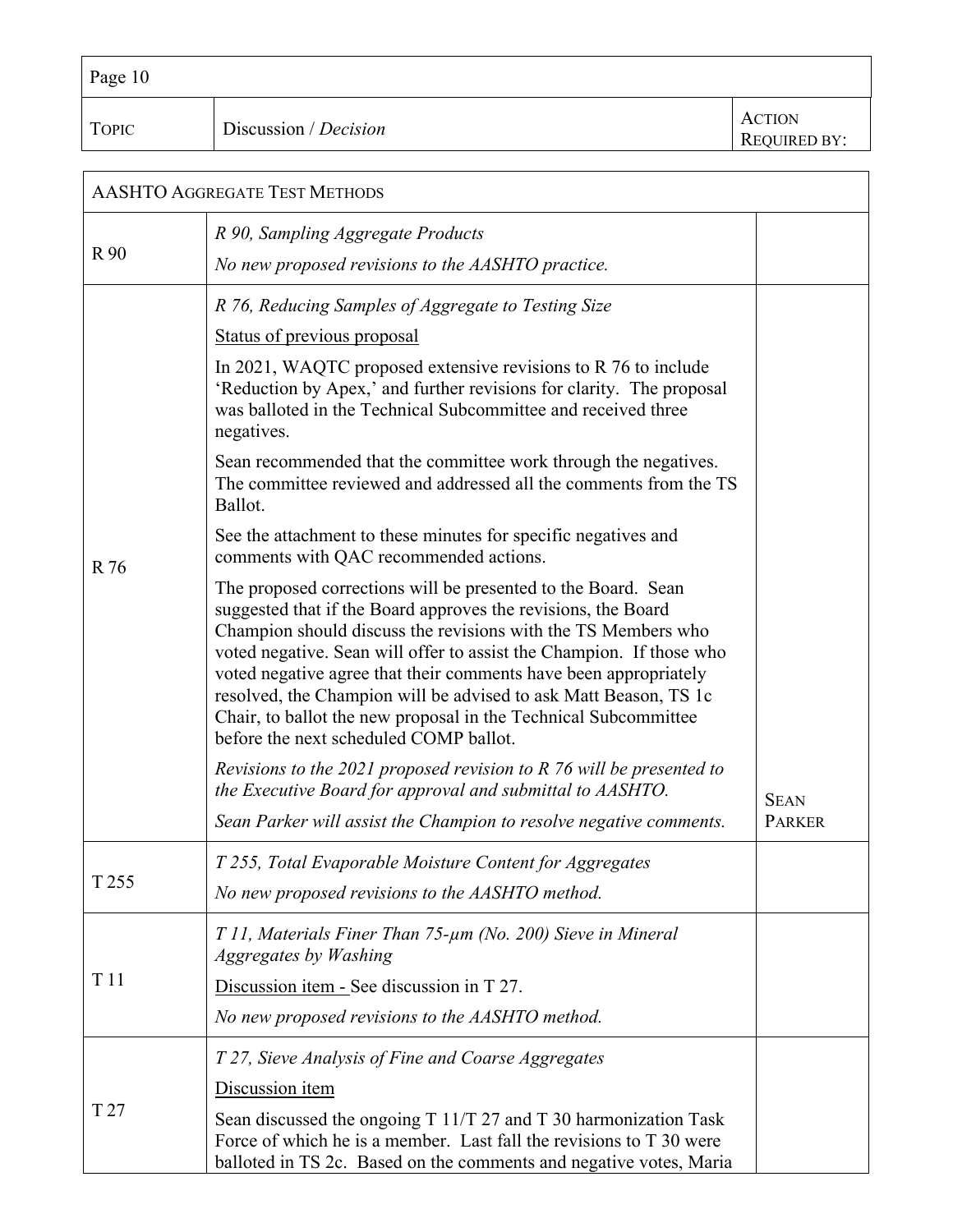| Topic | Discussion / *Decision* | Action Required by: |
|---|---|---|
| **AASHTO Aggregate Test Methods** | | |
| R 90 | *R 90, Sampling Aggregate Products*<br><br>*No new proposed revisions to the AASHTO practice.* | |
| R 76 | *R 76, Reducing Samples of Aggregate to Testing Size*<br><br>Status of previous proposal<br><br>In 2021, WAQTC proposed extensive revisions to R 76 to include 'Reduction by Apex,' and further revisions for clarity. The proposal was balloted in the Technical Subcommittee and received three negatives.<br><br>Sean recommended that the committee work through the negatives. The committee reviewed and addressed all the comments from the TS Ballot.<br><br>See the attachment to these minutes for specific negatives and comments with QAC recommended actions.<br><br>The proposed corrections will be presented to the Board. Sean suggested that if the Board approves the revisions, the Board Champion should discuss the revisions with the TS Members who voted negative. Sean will offer to assist the Champion. If those who voted negative agree that their comments have been appropriately resolved, the Champion will be advised to ask Matt Beason, TS 1c Chair, to ballot the new proposal in the Technical Subcommittee before the next scheduled COMP ballot.<br><br>*Revisions to the 2021 proposed revision to R 76 will be presented to the Executive Board for approval and submittal to AASHTO.*<br><br>*Sean Parker will assist the Champion to resolve negative comments.* | Sean Parker |
| T 255 | *T 255, Total Evaporable Moisture Content for Aggregates*<br><br>*No new proposed revisions to the AASHTO method.* | |
| T 11 | *T 11, Materials Finer Than 75-µm (No. 200) Sieve in Mineral Aggregates by Washing*<br><br>Discussion item - See discussion in T 27.<br><br>*No new proposed revisions to the AASHTO method.* | |
| T 27 | *T 27, Sieve Analysis of Fine and Coarse Aggregates*<br><br>Discussion item<br><br>Sean discussed the ongoing T 11/T 27 and T 30 harmonization Task Force of which he is a member. Last fall the revisions to T 30 were balloted in TS 2c. Based on the comments and negative votes, Maria | |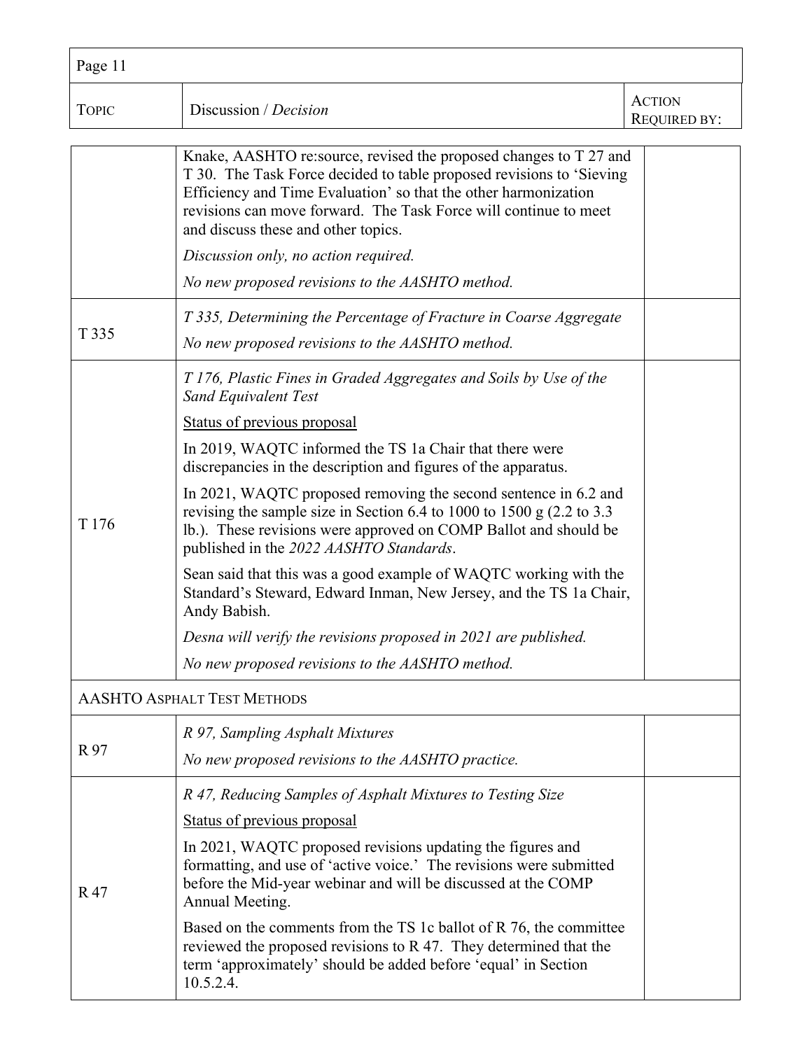| Topic | Discussion / *Decision* | Action Required by: |
|---|---|---|
| | Knake, AASHTO re:source, revised the proposed changes to T 27 and T 30. The Task Force decided to table proposed revisions to 'Sieving Efficiency and Time Evaluation' so that the other harmonization revisions can move forward. The Task Force will continue to meet and discuss these and other topics.<br><br>*Discussion only, no action required.*<br><br>*No new proposed revisions to the AASHTO method.* | |
| T 335 | *T 335, Determining the Percentage of Fracture in Coarse Aggregate*<br><br>*No new proposed revisions to the AASHTO method.* | |
| T 176 | *T 176, Plastic Fines in Graded Aggregates and Soils by Use of the Sand Equivalent Test*<br><br><u>Status of previous proposal</u><br><br>In 2019, WAQTC informed the TS 1a Chair that there were discrepancies in the description and figures of the apparatus.<br><br>In 2021, WAQTC proposed removing the second sentence in 6.2 and revising the sample size in Section 6.4 to 1000 to 1500 g (2.2 to 3.3 lb.). These revisions were approved on COMP Ballot and should be published in the *2022 AASHTO Standards*.<br><br>Sean said that this was a good example of WAQTC working with the Standard's Steward, Edward Inman, New Jersey, and the TS 1a Chair, Andy Babish.<br><br>*Desna will verify the revisions proposed in 2021 are published.*<br><br>*No new proposed revisions to the AASHTO method.* | |
| **AASHTO Asphalt Test Methods** | | |
| R 97 | *R 97, Sampling Asphalt Mixtures*<br><br>*No new proposed revisions to the AASHTO practice.* | |
| R 47 | *R 47, Reducing Samples of Asphalt Mixtures to Testing Size*<br><br><u>Status of previous proposal</u><br><br>In 2021, WAQTC proposed revisions updating the figures and formatting, and use of 'active voice.' The revisions were submitted before the Mid-year webinar and will be discussed at the COMP Annual Meeting.<br><br>Based on the comments from the TS 1c ballot of R 76, the committee reviewed the proposed revisions to R 47. They determined that the term 'approximately' should be added before 'equal' in Section 10.5.2.4. | |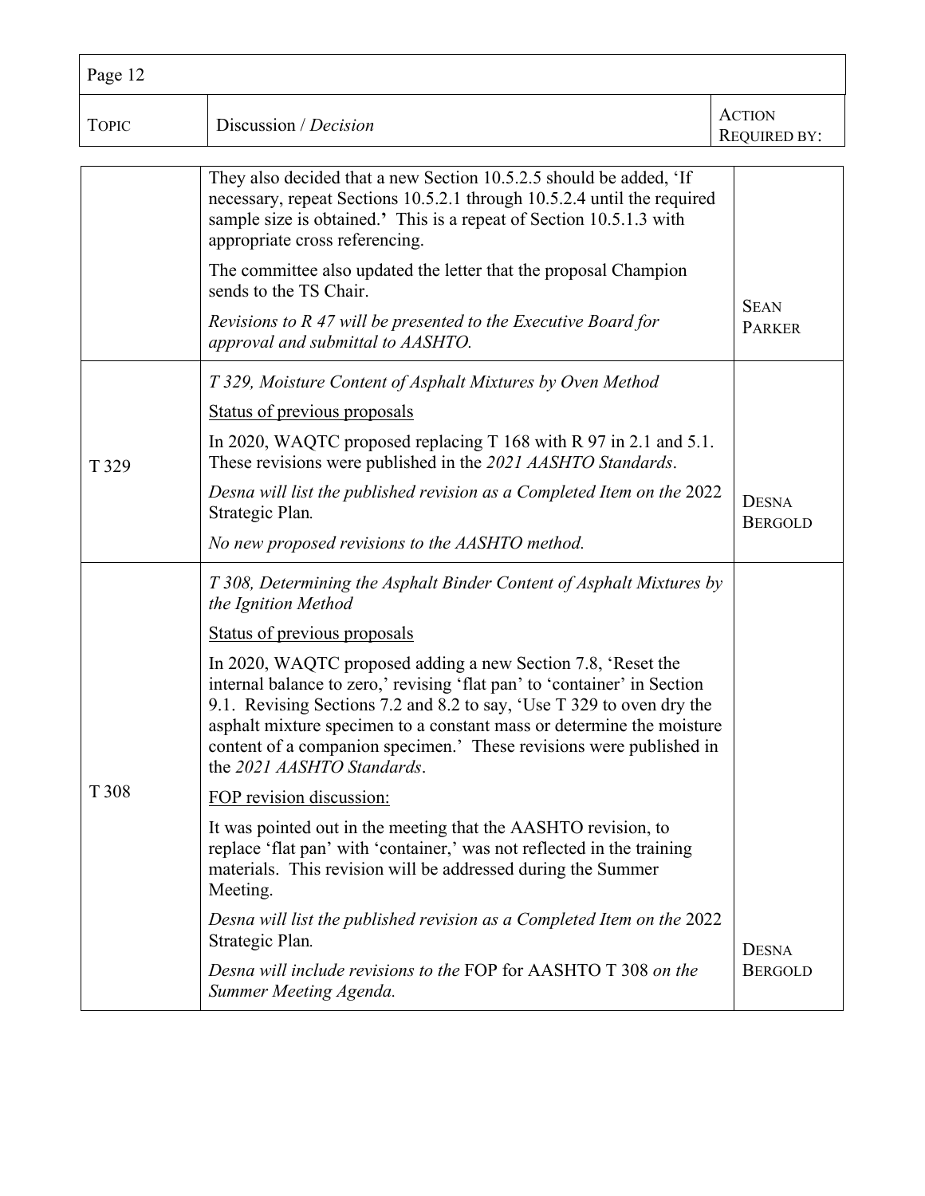| Topic | Discussion / *Decision* | Action Required by: |
|---|---|---|
| | They also decided that a new Section 10.5.2.5 should be added, 'If necessary, repeat Sections 10.5.2.1 through 10.5.2.4 until the required sample size is obtained.' This is a repeat of Section 10.5.1.3 with appropriate cross referencing.<br><br>The committee also updated the letter that the proposal Champion sends to the TS Chair.<br><br>*Revisions to R 47 will be presented to the Executive Board for approval and submittal to AASHTO.* | Sean Parker |
| T 329 | *T 329, Moisture Content of Asphalt Mixtures by Oven Method*<br><br><u>Status of previous proposals</u><br><br>In 2020, WAQTC proposed replacing T 168 with R 97 in 2.1 and 5.1. These revisions were published in the *2021 AASHTO Standards*.<br><br>*Desna will list the published revision as a Completed Item on the* 2022 Strategic Plan*.*<br><br>*No new proposed revisions to the AASHTO method.* | Desna Bergold |
| T 308 | *T 308, Determining the Asphalt Binder Content of Asphalt Mixtures by the Ignition Method*<br><br><u>Status of previous proposals</u><br><br>In 2020, WAQTC proposed adding a new Section 7.8, 'Reset the internal balance to zero,' revising 'flat pan' to 'container' in Section 9.1. Revising Sections 7.2 and 8.2 to say, 'Use T 329 to oven dry the asphalt mixture specimen to a constant mass or determine the moisture content of a companion specimen.' These revisions were published in the *2021 AASHTO Standards*.<br><br><u>FOP revision discussion:</u><br><br>It was pointed out in the meeting that the AASHTO revision, to replace 'flat pan' with 'container,' was not reflected in the training materials. This revision will be addressed during the Summer Meeting.<br><br>*Desna will list the published revision as a Completed Item on the* 2022 Strategic Plan*.*<br><br>*Desna will include revisions to the* FOP for AASHTO T 308 *on the Summer Meeting Agenda.* | Desna Bergold |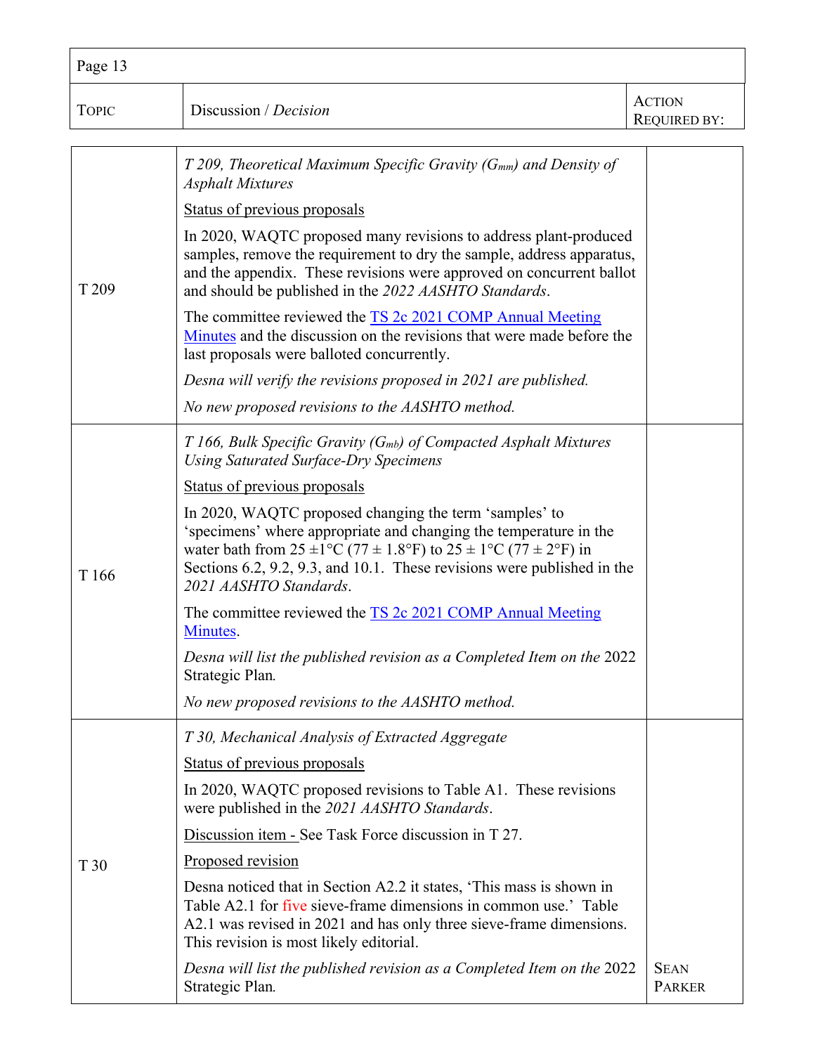| Topic | Discussion / *Decision* | Action Required by: |
|---|---|---|
| T 209 | *T 209, Theoretical Maximum Specific Gravity ($G_{mm}$) and Density of Asphalt Mixtures*<br><br>Status of previous proposals<br><br>In 2020, WAQTC proposed many revisions to address plant-produced samples, remove the requirement to dry the sample, address apparatus, and the appendix. These revisions were approved on concurrent ballot and should be published in the *2022 AASHTO Standards*.<br><br>The committee reviewed the [TS 2c 2021 COMP Annual Meeting Minutes]() and the discussion on the revisions that were made before the last proposals were balloted concurrently.<br><br>*Desna will verify the revisions proposed in 2021 are published.*<br><br>*No new proposed revisions to the AASHTO method.* | |
| T 166 | *T 166, Bulk Specific Gravity ($G_{mb}$) of Compacted Asphalt Mixtures Using Saturated Surface-Dry Specimens*<br><br>Status of previous proposals<br><br>In 2020, WAQTC proposed changing the term 'samples' to 'specimens' where appropriate and changing the temperature in the water bath from 25 ±1°C (77 ± 1.8°F) to 25 ± 1°C (77 ± 2°F) in Sections 6.2, 9.2, 9.3, and 10.1. These revisions were published in the *2021 AASHTO Standards*.<br><br>The committee reviewed the [TS 2c 2021 COMP Annual Meeting Minutes]().<br><br>*Desna will list the published revision as a Completed Item on the* 2022 Strategic Plan*.*<br><br>*No new proposed revisions to the AASHTO method.* | |
| T 30 | *T 30, Mechanical Analysis of Extracted Aggregate*<br><br>Status of previous proposals<br><br>In 2020, WAQTC proposed revisions to Table A1. These revisions were published in the *2021 AASHTO Standards*.<br><br>Discussion item - See Task Force discussion in T 27.<br><br>Proposed revision<br><br>Desna noticed that in Section A2.2 it states, 'This mass is shown in Table A2.1 for five sieve-frame dimensions in common use.' Table A2.1 was revised in 2021 and has only three sieve-frame dimensions. This revision is most likely editorial.<br><br>*Desna will list the published revision as a Completed Item on the* 2022 Strategic Plan*.* | Sean Parker |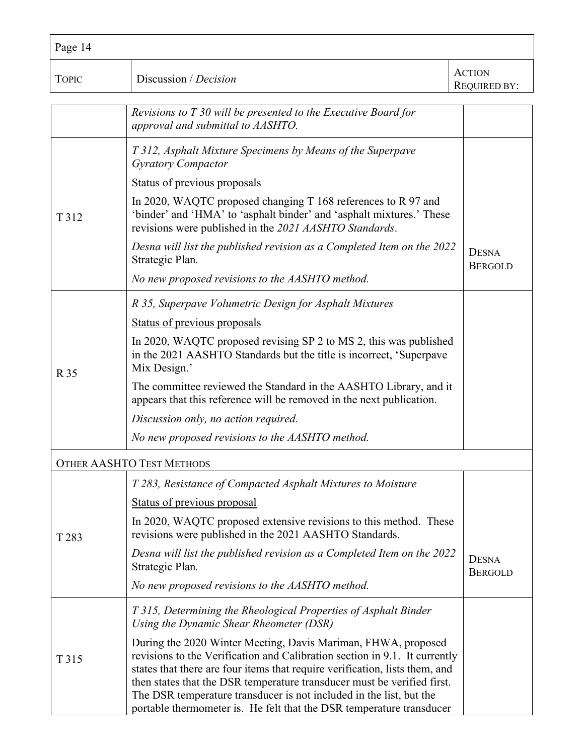| Topic | Discussion / *Decision* | Action Required by: |
|---|---|---|
| | *Revisions to T 30 will be presented to the Executive Board for approval and submittal to AASHTO.* | |
| T 312 | *T 312, Asphalt Mixture Specimens by Means of the Superpave Gyratory Compactor*<br><br><u>Status of previous proposals</u><br><br>In 2020, WAQTC proposed changing T 168 references to R 97 and 'binder' and 'HMA' to 'asphalt binder' and 'asphalt mixtures.' These revisions were published in the *2021 AASHTO Standards*.<br><br>*Desna will list the published revision as a Completed Item on the 2022* Strategic Plan*.*<br><br>*No new proposed revisions to the AASHTO method.* | Desna Bergold |
| R 35 | *R 35, Superpave Volumetric Design for Asphalt Mixtures*<br><br><u>Status of previous proposals</u><br><br>In 2020, WAQTC proposed revising SP 2 to MS 2, this was published in the 2021 AASHTO Standards but the title is incorrect, 'Superpave Mix Design.'<br><br>The committee reviewed the Standard in the AASHTO Library, and it appears that this reference will be removed in the next publication.<br><br>*Discussion only, no action required.*<br><br>*No new proposed revisions to the AASHTO method.* | |
| Other AASHTO Test Methods | | |
| T 283 | *T 283, Resistance of Compacted Asphalt Mixtures to Moisture*<br><br><u>Status of previous proposal</u><br><br>In 2020, WAQTC proposed extensive revisions to this method. These revisions were published in the 2021 AASHTO Standards.<br><br>*Desna will list the published revision as a Completed Item on the 2022* Strategic Plan*.*<br><br>*No new proposed revisions to the AASHTO method.* | Desna Bergold |
| T 315 | *T 315, Determining the Rheological Properties of Asphalt Binder Using the Dynamic Shear Rheometer (DSR)*<br><br>During the 2020 Winter Meeting, Davis Mariman, FHWA, proposed revisions to the Verification and Calibration section in 9.1. It currently states that there are four items that require verification, lists them, and then states that the DSR temperature transducer must be verified first. The DSR temperature transducer is not included in the list, but the portable thermometer is. He felt that the DSR temperature transducer | |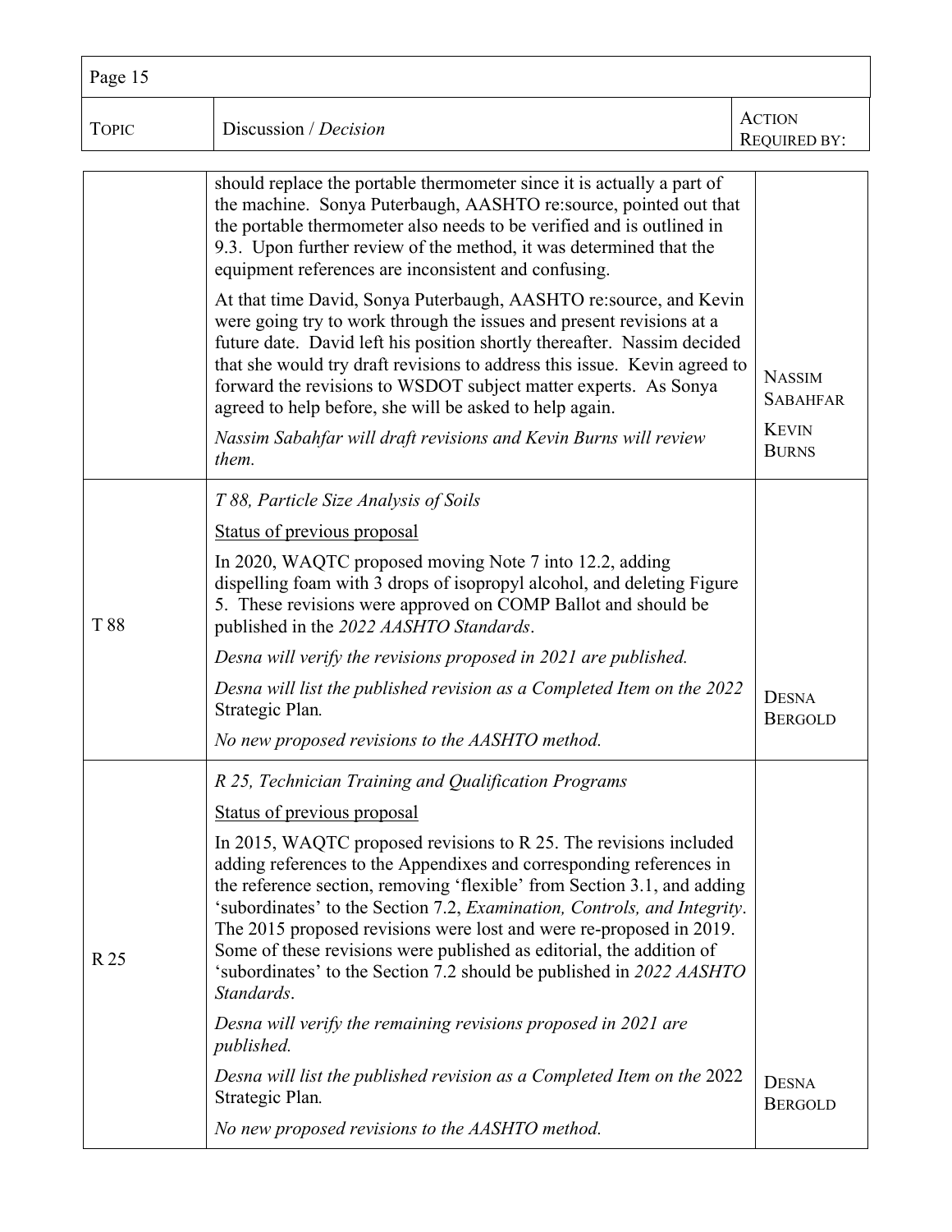| Topic | Discussion / *Decision* | Action Required by: |
| --- | --- | --- |
| | should replace the portable thermometer since it is actually a part of the machine. Sonya Puterbaugh, AASHTO re:source, pointed out that the portable thermometer also needs to be verified and is outlined in 9.3. Upon further review of the method, it was determined that the equipment references are inconsistent and confusing.<br><br>At that time David, Sonya Puterbaugh, AASHTO re:source, and Kevin were going try to work through the issues and present revisions at a future date. David left his position shortly thereafter. Nassim decided that she would try draft revisions to address this issue. Kevin agreed to forward the revisions to WSDOT subject matter experts. As Sonya agreed to help before, she will be asked to help again.<br><br>*Nassim Sabahfar will draft revisions and Kevin Burns will review them.* | Nassim Sabahfar<br><br>Kevin Burns |
| T 88 | *T 88, Particle Size Analysis of Soils*<br><br><u>Status of previous proposal</u><br><br>In 2020, WAQTC proposed moving Note 7 into 12.2, adding dispelling foam with 3 drops of isopropyl alcohol, and deleting Figure 5. These revisions were approved on COMP Ballot and should be published in the *2022 AASHTO Standards*.<br><br>*Desna will verify the revisions proposed in 2021 are published.*<br><br>*Desna will list the published revision as a Completed Item on the 2022* Strategic Plan*.*<br><br>*No new proposed revisions to the AASHTO method.* | Desna Bergold |
| R 25 | *R 25, Technician Training and Qualification Programs*<br><br><u>Status of previous proposal</u><br><br>In 2015, WAQTC proposed revisions to R 25. The revisions included adding references to the Appendixes and corresponding references in the reference section, removing 'flexible' from Section 3.1, and adding 'subordinates' to the Section 7.2, *Examination, Controls, and Integrity*. The 2015 proposed revisions were lost and were re-proposed in 2019. Some of these revisions were published as editorial, the addition of 'subordinates' to the Section 7.2 should be published in *2022 AASHTO Standards*.<br><br>*Desna will verify the remaining revisions proposed in 2021 are published.*<br><br>*Desna will list the published revision as a Completed Item on the* 2022 Strategic Plan*.*<br><br>*No new proposed revisions to the AASHTO method.* | Desna Bergold |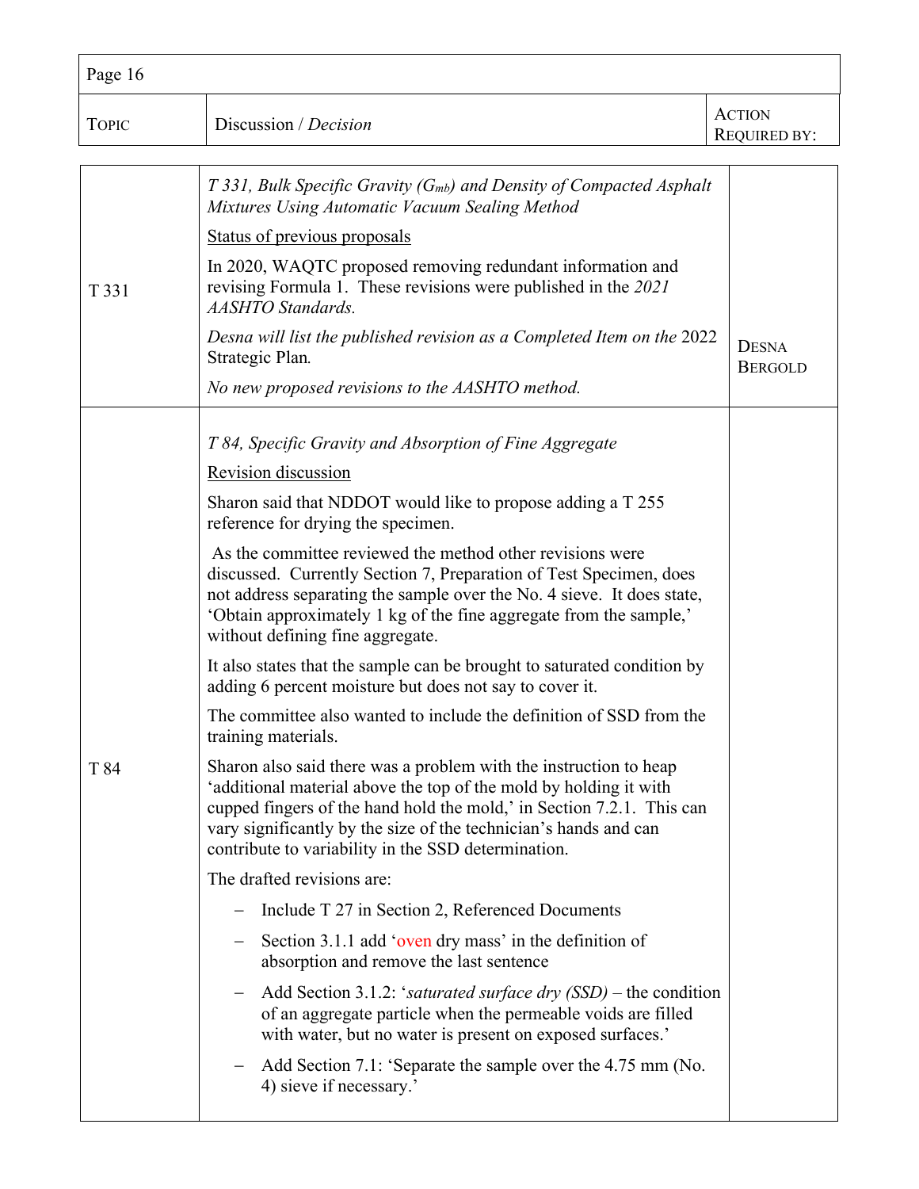| Topic | Discussion / *Decision* | Action Required by: |
|---|---|---|
| T 331 | *T 331, Bulk Specific Gravity ($G_{mb}$) and Density of Compacted Asphalt Mixtures Using Automatic Vacuum Sealing Method*<br><br>Status of previous proposals<br><br>In 2020, WAQTC proposed removing redundant information and revising Formula 1. These revisions were published in the *2021 AASHTO Standards.*<br><br>*Desna will list the published revision as a Completed Item on the* 2022 Strategic Plan*.*<br><br>*No new proposed revisions to the AASHTO method.* | Desna Bergold |
| T 84 | *T 84, Specific Gravity and Absorption of Fine Aggregate*<br><br>Revision discussion<br><br>Sharon said that NDDOT would like to propose adding a T 255 reference for drying the specimen.<br><br>As the committee reviewed the method other revisions were discussed. Currently Section 7, Preparation of Test Specimen, does not address separating the sample over the No. 4 sieve. It does state, 'Obtain approximately 1 kg of the fine aggregate from the sample,' without defining fine aggregate.<br><br>It also states that the sample can be brought to saturated condition by adding 6 percent moisture but does not say to cover it.<br><br>The committee also wanted to include the definition of SSD from the training materials.<br><br>Sharon also said there was a problem with the instruction to heap 'additional material above the top of the mold by holding it with cupped fingers of the hand hold the mold,' in Section 7.2.1. This can vary significantly by the size of the technician's hands and can contribute to variability in the SSD determination.<br><br>The drafted revisions are:<br><br>– Include T 27 in Section 2, Referenced Documents<br>– Section 3.1.1 add 'oven dry mass' in the definition of absorption and remove the last sentence<br>– Add Section 3.1.2: '*saturated surface dry (SSD)* – the condition of an aggregate particle when the permeable voids are filled with water, but no water is present on exposed surfaces.'<br>– Add Section 7.1: 'Separate the sample over the 4.75 mm (No. 4) sieve if necessary.' | |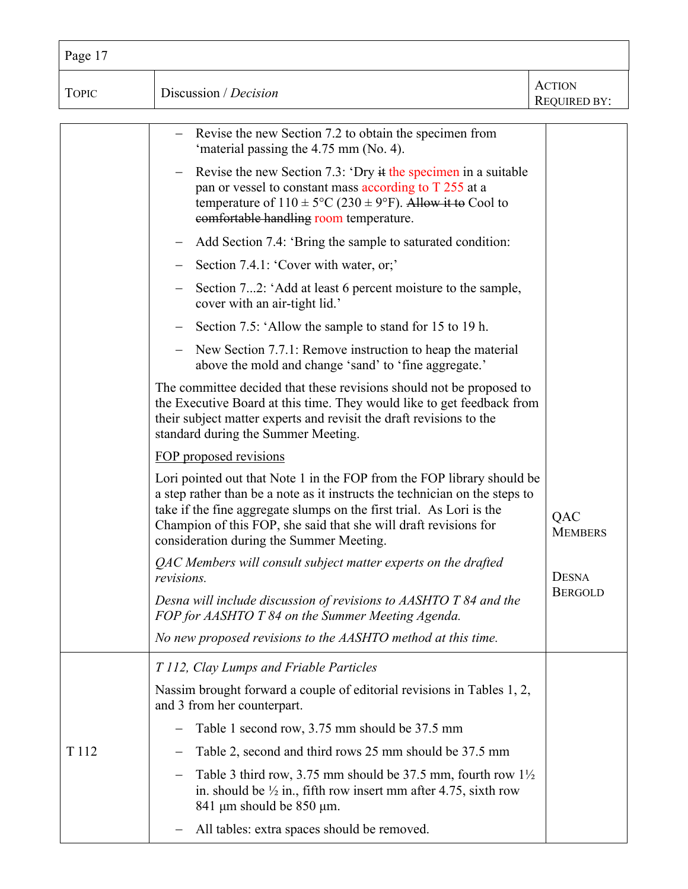| Topic | Discussion / *Decision* | Action Required by: |
|---|---|---|
| | – Revise the new Section 7.2 to obtain the specimen from 'material passing the 4.75 mm (No. 4).<br><br>– Revise the new Section 7.3: 'Dry ~~it~~ the specimen in a suitable pan or vessel to constant mass according to T 255 at a temperature of 110 ± 5°C (230 ± 9°F). ~~Allow it to~~ Cool to ~~comfortable handling~~ room temperature.<br><br>– Add Section 7.4: 'Bring the sample to saturated condition:<br><br>– Section 7.4.1: 'Cover with water, or;'<br><br>– Section 7...2: 'Add at least 6 percent moisture to the sample, cover with an air-tight lid.'<br><br>– Section 7.5: 'Allow the sample to stand for 15 to 19 h.<br><br>– New Section 7.7.1: Remove instruction to heap the material above the mold and change 'sand' to 'fine aggregate.'<br><br>The committee decided that these revisions should not be proposed to the Executive Board at this time. They would like to get feedback from their subject matter experts and revisit the draft revisions to the standard during the Summer Meeting.<br><br><u>FOP proposed revisions</u><br><br>Lori pointed out that Note 1 in the FOP from the FOP library should be a step rather than be a note as it instructs the technician on the steps to take if the fine aggregate slumps on the first trial. As Lori is the Champion of this FOP, she said that she will draft revisions for consideration during the Summer Meeting.<br><br>*QAC Members will consult subject matter experts on the drafted revisions.*<br><br>*Desna will include discussion of revisions to AASHTO T 84 and the FOP for AASHTO T 84 on the Summer Meeting Agenda.*<br><br>*No new proposed revisions to the AASHTO method at this time.* | QAC Members<br><br>Desna Bergold |
| T 112 | *T 112, Clay Lumps and Friable Particles*<br><br>Nassim brought forward a couple of editorial revisions in Tables 1, 2, and 3 from her counterpart.<br><br>– Table 1 second row, 3.75 mm should be 37.5 mm<br><br>– Table 2, second and third rows 25 mm should be 37.5 mm<br><br>– Table 3 third row, 3.75 mm should be 37.5 mm, fourth row 1½ in. should be ½ in., fifth row insert mm after 4.75, sixth row 841 µm should be 850 µm.<br><br>– All tables: extra spaces should be removed. | |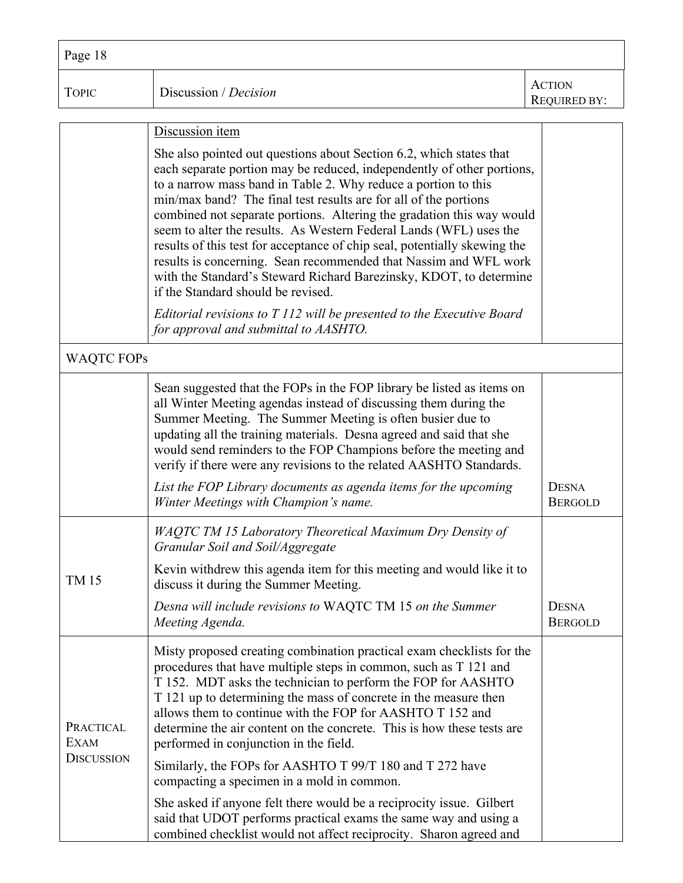| Topic | Discussion / *Decision* | Action Required by: |
|---|---|---|
| | Discussion item<br><br>She also pointed out questions about Section 6.2, which states that each separate portion may be reduced, independently of other portions, to a narrow mass band in Table 2. Why reduce a portion to this min/max band? The final test results are for all of the portions combined not separate portions. Altering the gradation this way would seem to alter the results. As Western Federal Lands (WFL) uses the results of this test for acceptance of chip seal, potentially skewing the results is concerning. Sean recommended that Nassim and WFL work with the Standard's Steward Richard Barezinsky, KDOT, to determine if the Standard should be revised.<br><br>*Editorial revisions to T 112 will be presented to the Executive Board for approval and submittal to AASHTO.* | |
| WAQTC FOPs | | |
| | Sean suggested that the FOPs in the FOP library be listed as items on all Winter Meeting agendas instead of discussing them during the Summer Meeting. The Summer Meeting is often busier due to updating all the training materials. Desna agreed and said that she would send reminders to the FOP Champions before the meeting and verify if there were any revisions to the related AASHTO Standards.<br><br>*List the FOP Library documents as agenda items for the upcoming Winter Meetings with Champion's name.* | Desna Bergold |
| TM 15 | *WAQTC TM 15 Laboratory Theoretical Maximum Dry Density of Granular Soil and Soil/Aggregate*<br><br>Kevin withdrew this agenda item for this meeting and would like it to discuss it during the Summer Meeting.<br><br>*Desna will include revisions to* WAQTC TM 15 *on the Summer Meeting Agenda.* | Desna Bergold |
| Practical Exam Discussion | Misty proposed creating combination practical exam checklists for the procedures that have multiple steps in common, such as T 121 and T 152. MDT asks the technician to perform the FOP for AASHTO T 121 up to determining the mass of concrete in the measure then allows them to continue with the FOP for AASHTO T 152 and determine the air content on the concrete. This is how these tests are performed in conjunction in the field.<br><br>Similarly, the FOPs for AASHTO T 99/T 180 and T 272 have compacting a specimen in a mold in common.<br><br>She asked if anyone felt there would be a reciprocity issue. Gilbert said that UDOT performs practical exams the same way and using a combined checklist would not affect reciprocity. Sharon agreed and | |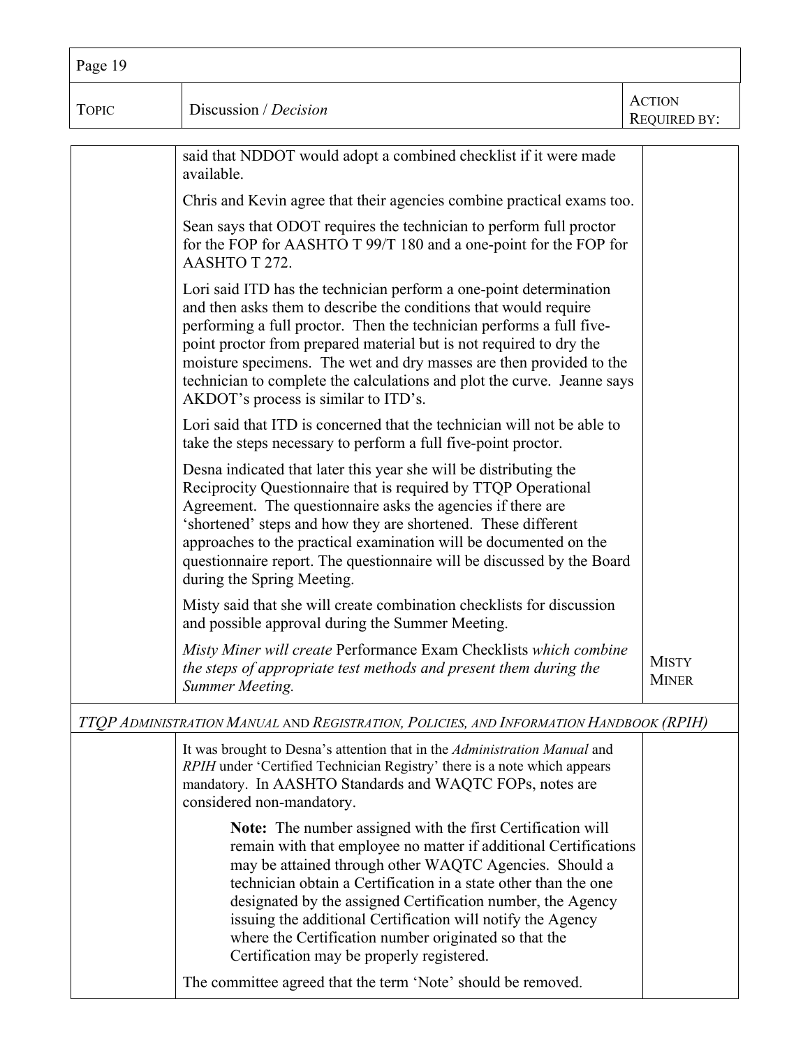| Topic | Discussion / *Decision* | Action Required by: |
|---|---|---|
| | said that NDDOT would adopt a combined checklist if it were made available.<br><br>Chris and Kevin agree that their agencies combine practical exams too.<br><br>Sean says that ODOT requires the technician to perform full proctor for the FOP for AASHTO T 99/T 180 and a one-point for the FOP for AASHTO T 272.<br><br>Lori said ITD has the technician perform a one-point determination and then asks them to describe the conditions that would require performing a full proctor. Then the technician performs a full five-point proctor from prepared material but is not required to dry the moisture specimens. The wet and dry masses are then provided to the technician to complete the calculations and plot the curve. Jeanne says AKDOT's process is similar to ITD's.<br><br>Lori said that ITD is concerned that the technician will not be able to take the steps necessary to perform a full five-point proctor.<br><br>Desna indicated that later this year she will be distributing the Reciprocity Questionnaire that is required by TTQP Operational Agreement. The questionnaire asks the agencies if there are 'shortened' steps and how they are shortened. These different approaches to the practical examination will be documented on the questionnaire report. The questionnaire will be discussed by the Board during the Spring Meeting.<br><br>Misty said that she will create combination checklists for discussion and possible approval during the Summer Meeting.<br><br>*Misty Miner will create* Performance Exam Checklists *which combine the steps of appropriate test methods and present them during the Summer Meeting.* | Misty Miner |

*TTQP Administration Manual* and *Registration, Policies, and Information Handbook (RPIH)*

| | | |
|---|---|---|
| | It was brought to Desna's attention that in the *Administration Manual* and *RPIH* under 'Certified Technician Registry' there is a note which appears mandatory. In AASHTO Standards and WAQTC FOPs, notes are considered non-mandatory.<br><br>**Note:** The number assigned with the first Certification will remain with that employee no matter if additional Certifications may be attained through other WAQTC Agencies. Should a technician obtain a Certification in a state other than the one designated by the assigned Certification number, the Agency issuing the additional Certification will notify the Agency where the Certification number originated so that the Certification may be properly registered.<br><br>The committee agreed that the term 'Note' should be removed. | |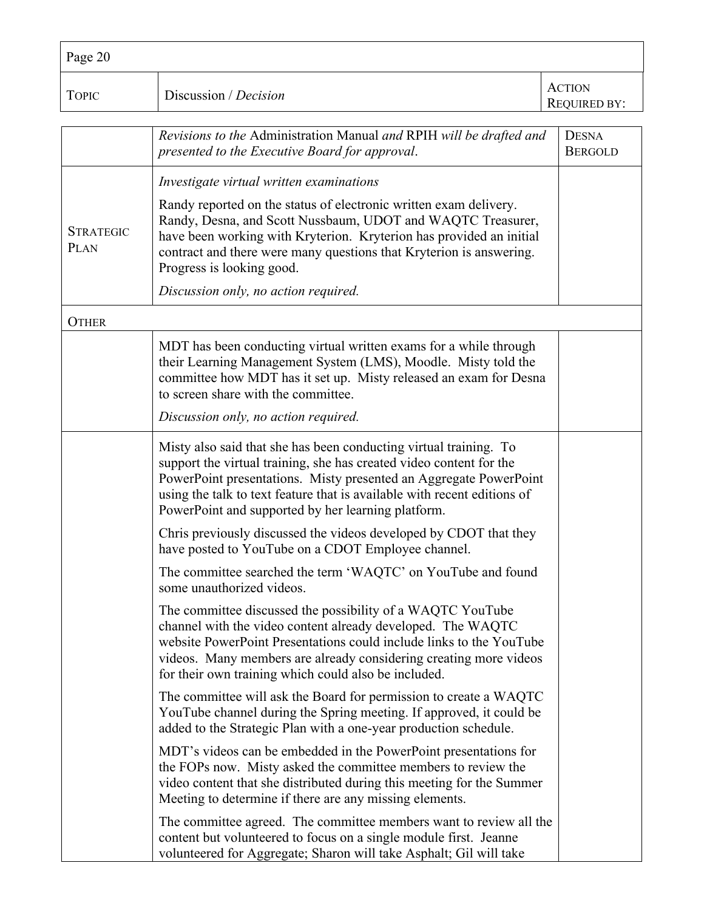| TOPIC | Discussion / *Decision* | ACTION REQUIRED BY: |
|---|---|---|
| | *Revisions to the* Administration Manual *and* RPIH *will be drafted and presented to the Executive Board for approval*. | DESNA BERGOLD |
| STRATEGIC PLAN | *Investigate virtual written examinations*<br><br>Randy reported on the status of electronic written exam delivery. Randy, Desna, and Scott Nussbaum, UDOT and WAQTC Treasurer, have been working with Kryterion. Kryterion has provided an initial contract and there were many questions that Kryterion is answering. Progress is looking good.<br><br>*Discussion only, no action required.* | |
| OTHER | | |
| | MDT has been conducting virtual written exams for a while through their Learning Management System (LMS), Moodle. Misty told the committee how MDT has it set up. Misty released an exam for Desna to screen share with the committee.<br><br>*Discussion only, no action required.* | |
| | Misty also said that she has been conducting virtual training. To support the virtual training, she has created video content for the PowerPoint presentations. Misty presented an Aggregate PowerPoint using the talk to text feature that is available with recent editions of PowerPoint and supported by her learning platform.<br><br>Chris previously discussed the videos developed by CDOT that they have posted to YouTube on a CDOT Employee channel.<br><br>The committee searched the term 'WAQTC' on YouTube and found some unauthorized videos.<br><br>The committee discussed the possibility of a WAQTC YouTube channel with the video content already developed. The WAQTC website PowerPoint Presentations could include links to the YouTube videos. Many members are already considering creating more videos for their own training which could also be included.<br><br>The committee will ask the Board for permission to create a WAQTC YouTube channel during the Spring meeting. If approved, it could be added to the Strategic Plan with a one-year production schedule.<br><br>MDT's videos can be embedded in the PowerPoint presentations for the FOPs now. Misty asked the committee members to review the video content that she distributed during this meeting for the Summer Meeting to determine if there are any missing elements.<br><br>The committee agreed. The committee members want to review all the content but volunteered to focus on a single module first. Jeanne volunteered for Aggregate; Sharon will take Asphalt; Gil will take | |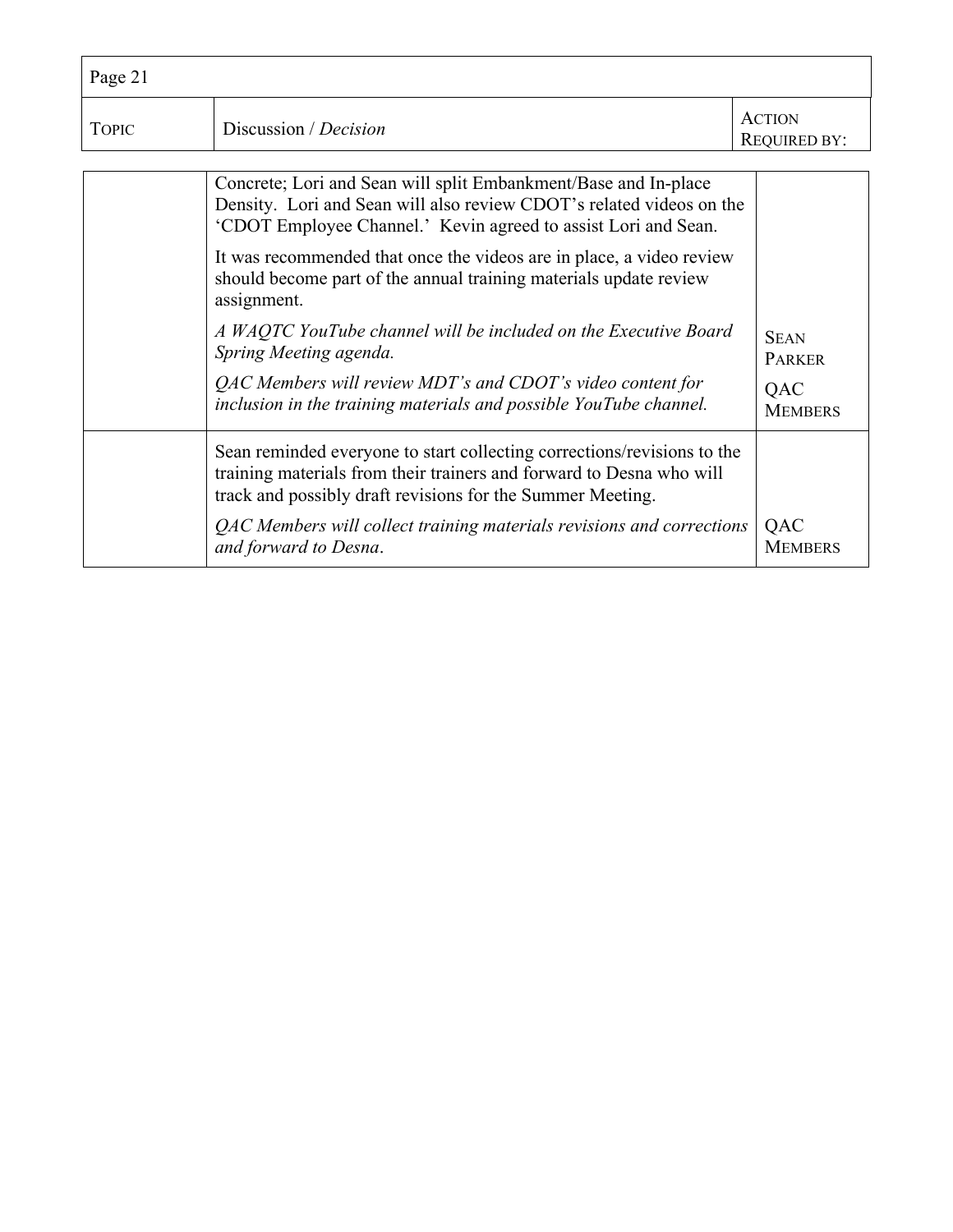| Topic | Discussion / *Decision* | Action Required by: |
| --- | --- | --- |
| | Concrete; Lori and Sean will split Embankment/Base and In-place Density. Lori and Sean will also review CDOT's related videos on the 'CDOT Employee Channel.' Kevin agreed to assist Lori and Sean.<br><br>It was recommended that once the videos are in place, a video review should become part of the annual training materials update review assignment.<br><br>*A WAQTC YouTube channel will be included on the Executive Board Spring Meeting agenda.*<br><br>*QAC Members will review MDT's and CDOT's video content for inclusion in the training materials and possible YouTube channel.* | Sean Parker<br><br>QAC Members |
| | Sean reminded everyone to start collecting corrections/revisions to the training materials from their trainers and forward to Desna who will track and possibly draft revisions for the Summer Meeting.<br><br>*QAC Members will collect training materials revisions and corrections and forward to Desna*. | QAC Members |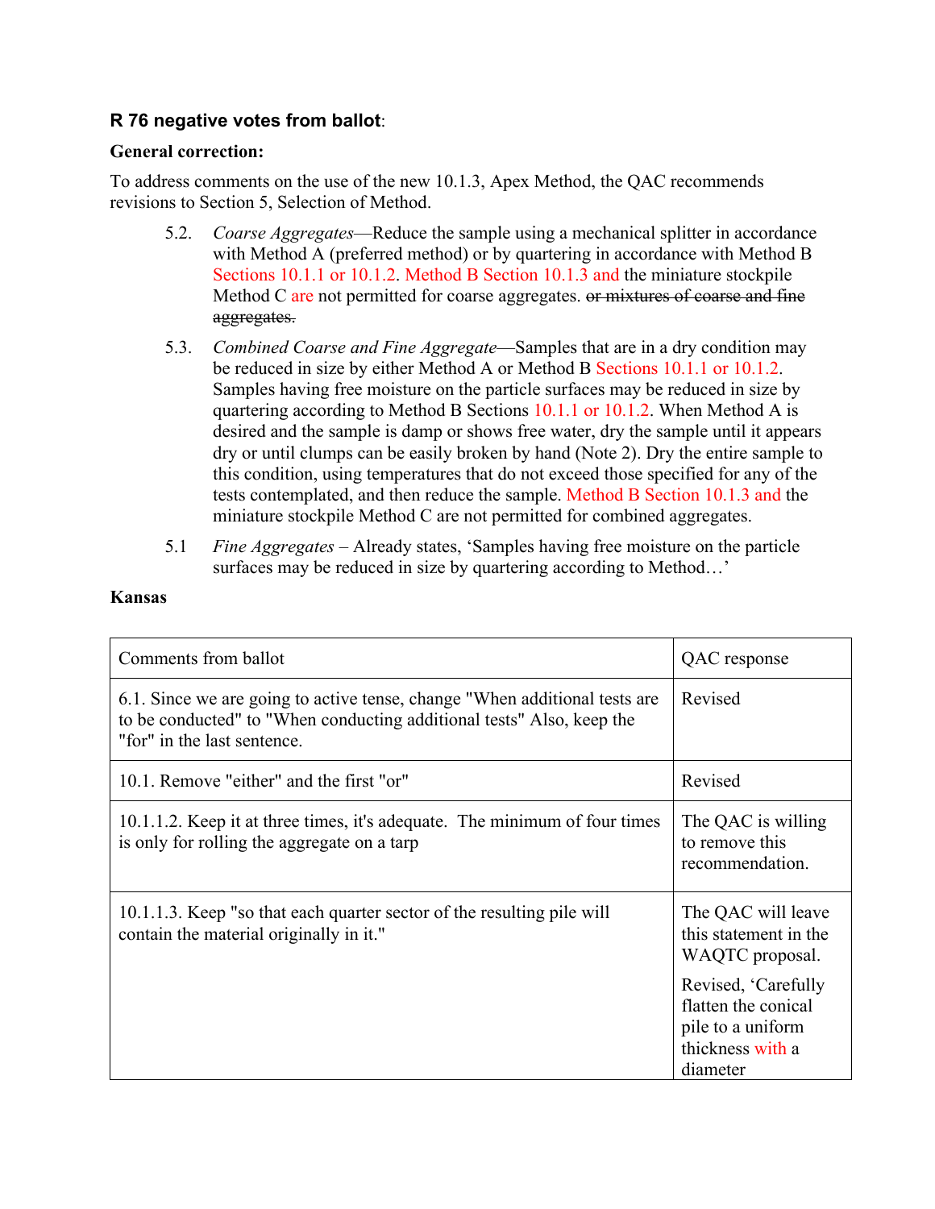### R 76 negative votes from ballot:

**General correction:**

To address comments on the use of the new 10.1.3, Apex Method, the QAC recommends revisions to Section 5, Selection of Method.

5.2. *Coarse Aggregates*—Reduce the sample using a mechanical splitter in accordance with Method A (preferred method) or by quartering in accordance with Method B Sections 10.1.1 or 10.1.2. Method B Section 10.1.3 and the miniature stockpile Method C are not permitted for coarse aggregates. ~~or mixtures of coarse and fine aggregates.~~

5.3. *Combined Coarse and Fine Aggregate*—Samples that are in a dry condition may be reduced in size by either Method A or Method B Sections 10.1.1 or 10.1.2. Samples having free moisture on the particle surfaces may be reduced in size by quartering according to Method B Sections 10.1.1 or 10.1.2. When Method A is desired and the sample is damp or shows free water, dry the sample until it appears dry or until clumps can be easily broken by hand (Note 2). Dry the entire sample to this condition, using temperatures that do not exceed those specified for any of the tests contemplated, and then reduce the sample. Method B Section 10.1.3 and the miniature stockpile Method C are not permitted for combined aggregates.

5.1 *Fine Aggregates* – Already states, 'Samples having free moisture on the particle surfaces may be reduced in size by quartering according to Method…'

**Kansas**

| Comments from ballot | QAC response |
|---|---|
| 6.1. Since we are going to active tense, change "When additional tests are to be conducted" to "When conducting additional tests" Also, keep the "for" in the last sentence. | Revised |
| 10.1. Remove "either" and the first "or" | Revised |
| 10.1.1.2. Keep it at three times, it's adequate. The minimum of four times is only for rolling the aggregate on a tarp | The QAC is willing to remove this recommendation. |
| 10.1.1.3. Keep "so that each quarter sector of the resulting pile will contain the material originally in it." | The QAC will leave this statement in the WAQTC proposal.<br><br>Revised, 'Carefully flatten the conical pile to a uniform thickness with a diameter |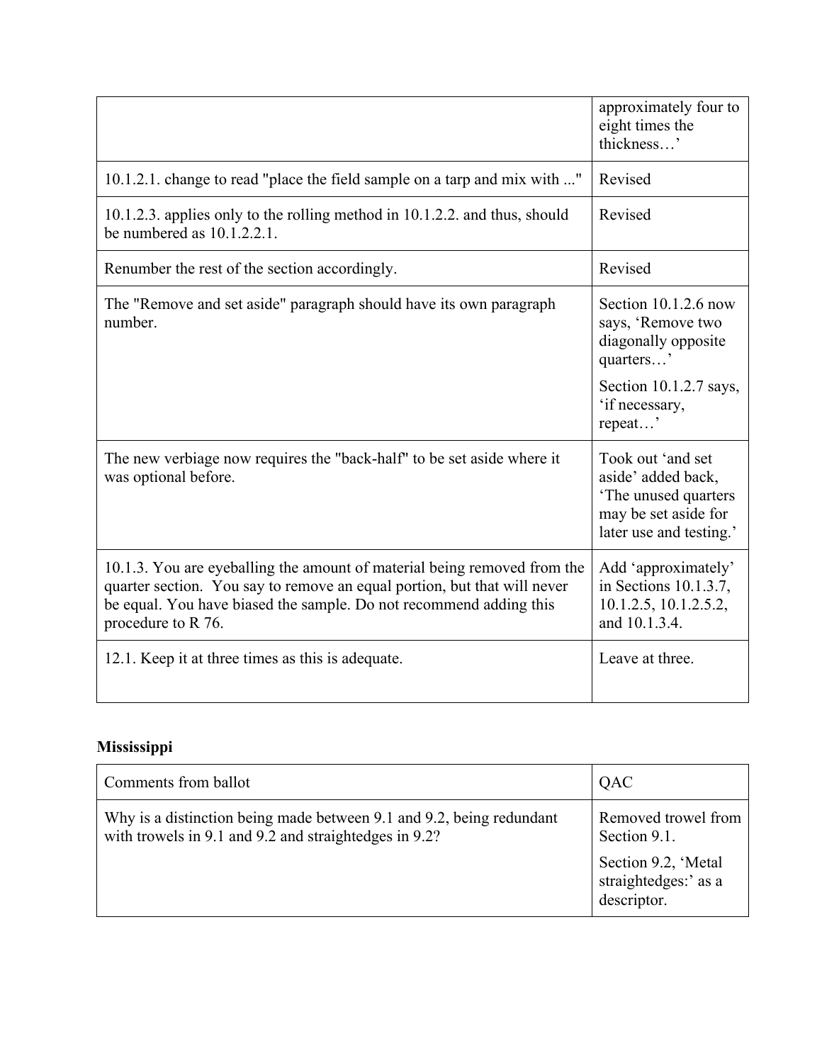| | |
|---|---|
| | approximately four to eight times the thickness…' |
| 10.1.2.1. change to read "place the field sample on a tarp and mix with ..." | Revised |
| 10.1.2.3. applies only to the rolling method in 10.1.2.2. and thus, should be numbered as 10.1.2.2.1. | Revised |
| Renumber the rest of the section accordingly. | Revised |
| The "Remove and set aside" paragraph should have its own paragraph number. | Section 10.1.2.6 now says, 'Remove two diagonally opposite quarters…'<br><br>Section 10.1.2.7 says, 'if necessary, repeat…' |
| The new verbiage now requires the "back-half" to be set aside where it was optional before. | Took out 'and set aside' added back, 'The unused quarters may be set aside for later use and testing.' |
| 10.1.3. You are eyeballing the amount of material being removed from the quarter section. You say to remove an equal portion, but that will never be equal. You have biased the sample. Do not recommend adding this procedure to R 76. | Add 'approximately' in Sections 10.1.3.7, 10.1.2.5, 10.1.2.5.2, and 10.1.3.4. |
| 12.1. Keep it at three times as this is adequate. | Leave at three. |

**Mississippi**

| Comments from ballot | QAC |
|---|---|
| Why is a distinction being made between 9.1 and 9.2, being redundant with trowels in 9.1 and 9.2 and straightedges in 9.2? | Removed trowel from Section 9.1.<br><br>Section 9.2, 'Metal straightedges:' as a descriptor. |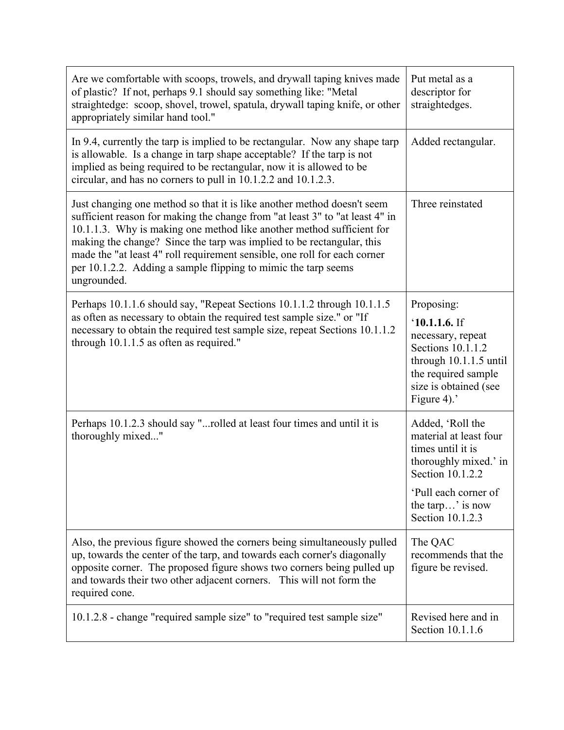| | |
|---|---|
| Are we comfortable with scoops, trowels, and drywall taping knives made of plastic? If not, perhaps 9.1 should say something like: "Metal straightedge: scoop, shovel, trowel, spatula, drywall taping knife, or other appropriately similar hand tool." | Put metal as a descriptor for straightedges. |
| In 9.4, currently the tarp is implied to be rectangular. Now any shape tarp is allowable. Is a change in tarp shape acceptable? If the tarp is not implied as being required to be rectangular, now it is allowed to be circular, and has no corners to pull in 10.1.2.2 and 10.1.2.3. | Added rectangular. |
| Just changing one method so that it is like another method doesn't seem sufficient reason for making the change from "at least 3" to "at least 4" in 10.1.1.3. Why is making one method like another method sufficient for making the change? Since the tarp was implied to be rectangular, this made the "at least 4" roll requirement sensible, one roll for each corner per 10.1.2.2. Adding a sample flipping to mimic the tarp seems ungrounded. | Three reinstated |
| Perhaps 10.1.1.6 should say, "Repeat Sections 10.1.1.2 through 10.1.1.5 as often as necessary to obtain the required test sample size." or "If necessary to obtain the required test sample size, repeat Sections 10.1.1.2 through 10.1.1.5 as often as required." | Proposing: ‘**10.1.1.6.** If necessary, repeat Sections 10.1.1.2 through 10.1.1.5 until the required sample size is obtained (see Figure 4).’ |
| Perhaps 10.1.2.3 should say "...rolled at least four times and until it is thoroughly mixed..." | Added, ‘Roll the material at least four times until it is thoroughly mixed.’ in Section 10.1.2.2<br><br>‘Pull each corner of the tarp…’ is now Section 10.1.2.3 |
| Also, the previous figure showed the corners being simultaneously pulled up, towards the center of the tarp, and towards each corner's diagonally opposite corner. The proposed figure shows two corners being pulled up and towards their two other adjacent corners. This will not form the required cone. | The QAC recommends that the figure be revised. |
| 10.1.2.8 - change "required sample size" to "required test sample size" | Revised here and in Section 10.1.1.6 |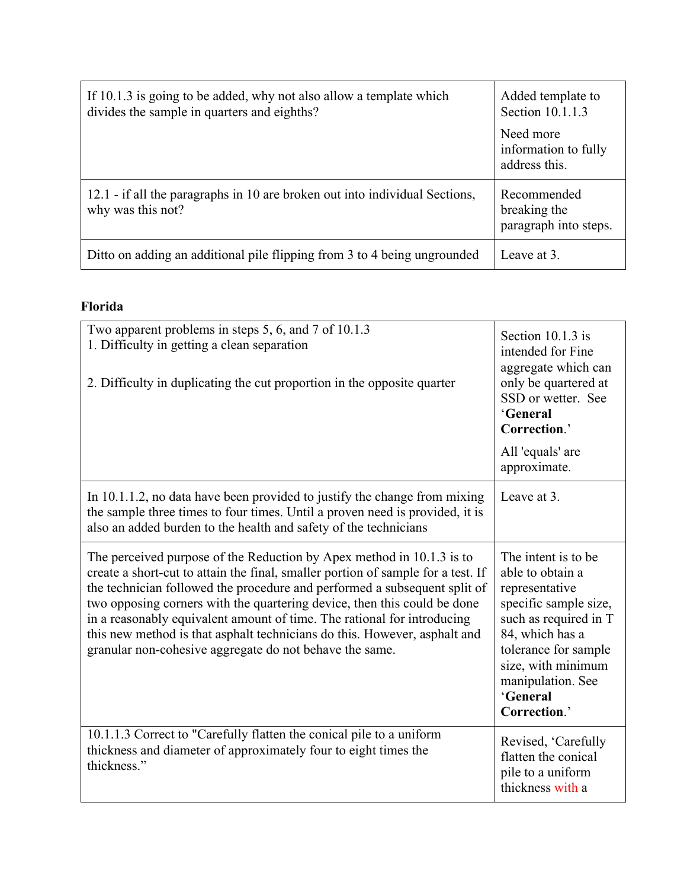| | |
|---|---|
| If 10.1.3 is going to be added, why not also allow a template which divides the sample in quarters and eighths? | Added template to Section 10.1.1.3<br><br>Need more information to fully address this. |
| 12.1 - if all the paragraphs in 10 are broken out into individual Sections, why was this not? | Recommended breaking the paragraph into steps. |
| Ditto on adding an additional pile flipping from 3 to 4 being ungrounded | Leave at 3. |

**Florida**

| | |
|---|---|
| Two apparent problems in steps 5, 6, and 7 of 10.1.3<br>1. Difficulty in getting a clean separation<br><br>2. Difficulty in duplicating the cut proportion in the opposite quarter | Section 10.1.3 is intended for Fine aggregate which can only be quartered at SSD or wetter. See '**General Correction**.'<br><br>All 'equals' are approximate. |
| In 10.1.1.2, no data have been provided to justify the change from mixing the sample three times to four times. Until a proven need is provided, it is also an added burden to the health and safety of the technicians | Leave at 3. |
| The perceived purpose of the Reduction by Apex method in 10.1.3 is to create a short-cut to attain the final, smaller portion of sample for a test. If the technician followed the procedure and performed a subsequent split of two opposing corners with the quartering device, then this could be done in a reasonably equivalent amount of time. The rational for introducing this new method is that asphalt technicians do this. However, asphalt and granular non-cohesive aggregate do not behave the same. | The intent is to be able to obtain a representative specific sample size, such as required in T 84, which has a tolerance for sample size, with minimum manipulation. See '**General Correction**.' |
| 10.1.1.3 Correct to "Carefully flatten the conical pile to a uniform thickness and diameter of approximately four to eight times the thickness." | Revised, 'Carefully flatten the conical pile to a uniform thickness with a |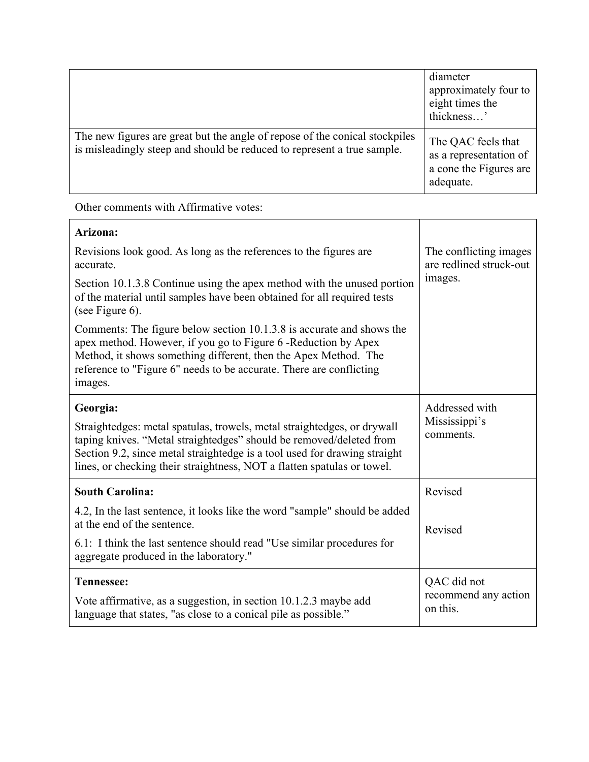| | |
|---|---|
| | diameter approximately four to eight times the thickness…' |
| The new figures are great but the angle of repose of the conical stockpiles is misleadingly steep and should be reduced to represent a true sample. | The QAC feels that as a representation of a cone the Figures are adequate. |

Other comments with Affirmative votes:

| | |
|---|---|
| **Arizona:**<br><br>Revisions look good. As long as the references to the figures are accurate.<br><br>Section 10.1.3.8 Continue using the apex method with the unused portion of the material until samples have been obtained for all required tests (see Figure 6).<br><br>Comments: The figure below section 10.1.3.8 is accurate and shows the apex method. However, if you go to Figure 6 -Reduction by Apex Method, it shows something different, then the Apex Method. The reference to "Figure 6" needs to be accurate. There are conflicting images. | The conflicting images are redlined struck-out images. |
| **Georgia:**<br><br>Straightedges: metal spatulas, trowels, metal straightedges, or drywall taping knives. "Metal straightedges" should be removed/deleted from Section 9.2, since metal straightedge is a tool used for drawing straight lines, or checking their straightness, NOT a flatten spatulas or towel. | Addressed with Mississippi's comments. |
| **South Carolina:**<br><br>4.2, In the last sentence, it looks like the word "sample" should be added at the end of the sentence.<br><br>6.1: I think the last sentence should read "Use similar procedures for aggregate produced in the laboratory." | Revised<br><br>Revised |
| **Tennessee:**<br><br>Vote affirmative, as a suggestion, in section 10.1.2.3 maybe add language that states, "as close to a conical pile as possible." | QAC did not recommend any action on this. |